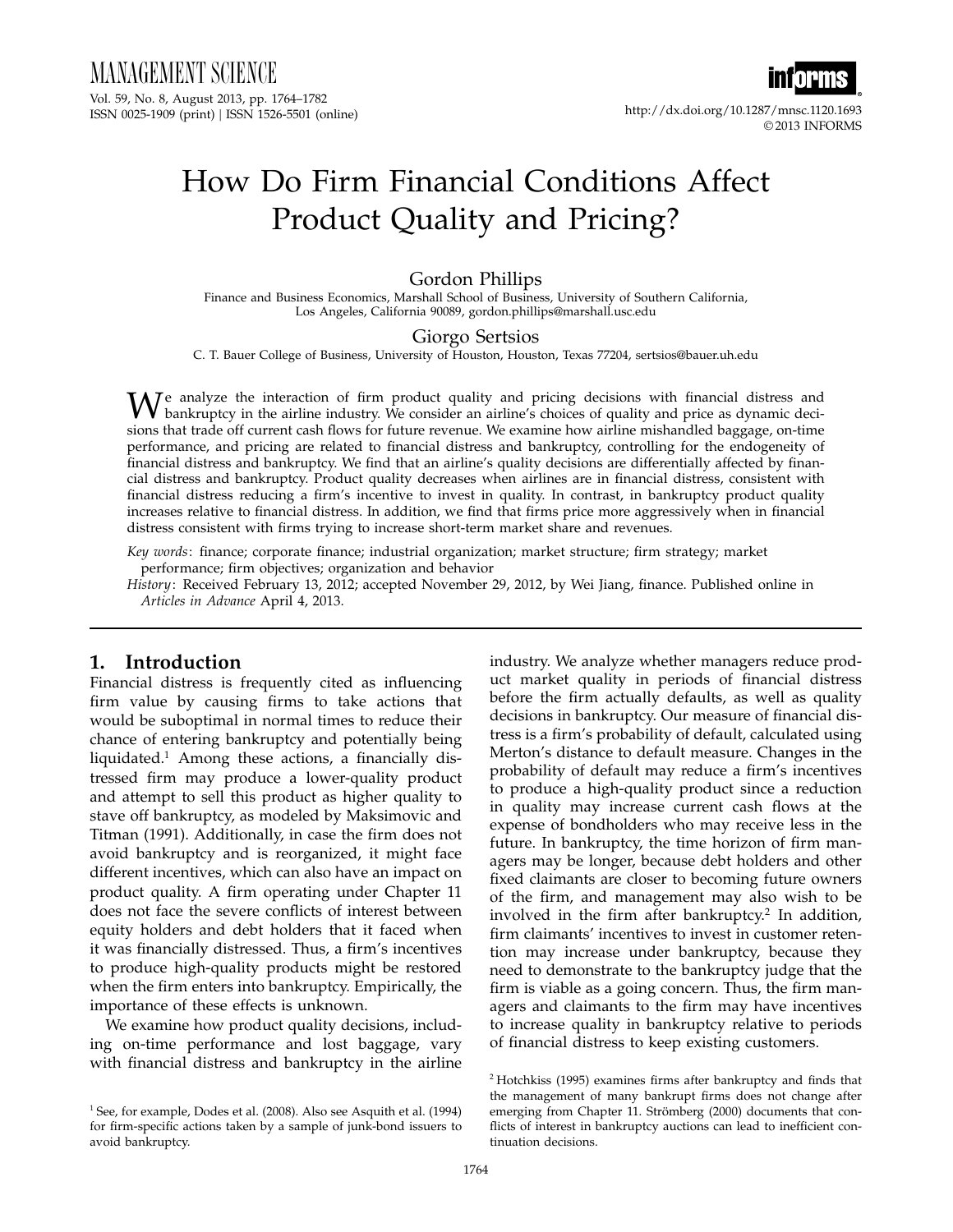# How Do Firm Financial Conditions Affect Product Quality and Pricing?

Gordon Phillips

Finance and Business Economics, Marshall School of Business, University of Southern California, Los Angeles, California 90089, gordon.phillips@marshall.usc.edu

Giorgo Sertsios

C. T. Bauer College of Business, University of Houston, Houston, Texas 77204, sertsios@bauer.uh.edu

We analyze the interaction of firm product quality and pricing decisions with financial distress and bankruptcy in the airline industry. We consider an airline's choices of quality and price as dynamic decisions that trade off current cash flows for future revenue. We examine how airline mishandled baggage, on-time performance, and pricing are related to financial distress and bankruptcy, controlling for the endogeneity of financial distress and bankruptcy. We find that an airline's quality decisions are differentially affected by financial distress and bankruptcy. Product quality decreases when airlines are in financial distress, consistent with financial distress reducing a firm's incentive to invest in quality. In contrast, in bankruptcy product quality increases relative to financial distress. In addition, we find that firms price more aggressively when in financial distress consistent with firms trying to increase short-term market share and revenues.

*Key words*: finance; corporate finance; industrial organization; market structure; firm strategy; market performance; firm objectives; organization and behavior

*History*: Received February 13, 2012; accepted November 29, 2012, by Wei Jiang, finance. Published online in *Articles in Advance* April 4, 2013.

## 1. Introduction

Financial distress is frequently cited as influencing firm value by causing firms to take actions that would be suboptimal in normal times to reduce their chance of entering bankruptcy and potentially being liquidated.[1] Among these actions, a financially distressed firm may produce a lower-quality product and attempt to sell this product as higher quality to stave off bankruptcy, as modeled by Maksimovic and Titman (1991). Additionally, in case the firm does not avoid bankruptcy and is reorganized, it might face different incentives, which can also have an impact on product quality. A firm operating under Chapter 11 does not face the severe conflicts of interest between equity holders and debt holders that it faced when it was financially distressed. Thus, a firm's incentives to produce high-quality products might be restored when the firm enters into bankruptcy. Empirically, the importance of these effects is unknown.

We examine how product quality decisions, including on-time performance and lost baggage, vary with financial distress and bankruptcy in the airline industry. We analyze whether managers reduce product market quality in periods of financial distress before the firm actually defaults, as well as quality decisions in bankruptcy. Our measure of financial distress is a firm's probability of default, calculated using Merton's distance to default measure. Changes in the probability of default may reduce a firm's incentives to produce a high-quality product since a reduction in quality may increase current cash flows at the expense of bondholders who may receive less in the future. In bankruptcy, the time horizon of firm managers may be longer, because debt holders and other fixed claimants are closer to becoming future owners of the firm, and management may also wish to be involved in the firm after bankruptcy.[2] In addition, firm claimants' incentives to invest in customer retention may increase under bankruptcy, because they need to demonstrate to the bankruptcy judge that the firm is viable as a going concern. Thus, the firm managers and claimants to the firm may have incentives to increase quality in bankruptcy relative to periods of financial distress to keep existing customers.

[1] See, for example, Dodes et al. (2008). Also see Asquith et al. (1994) for firm-specific actions taken by a sample of junk-bond issuers to avoid bankruptcy.

[2] Hotchkiss (1995) examines firms after bankruptcy and finds that the management of many bankrupt firms does not change after emerging from Chapter 11. Strömberg (2000) documents that conflicts of interest in bankruptcy auctions can lead to inefficient continuation decisions.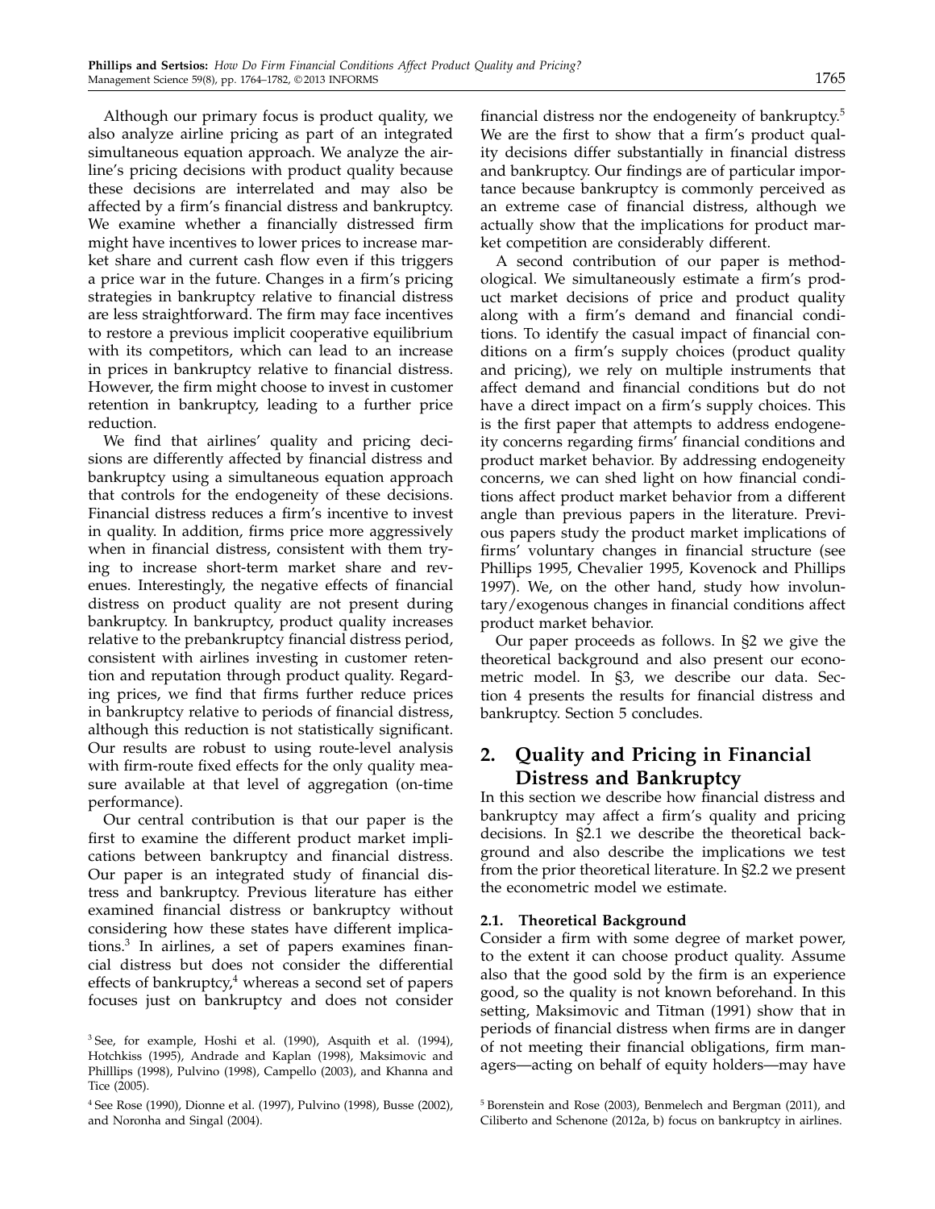Although our primary focus is product quality, we also analyze airline pricing as part of an integrated simultaneous equation approach. We analyze the airline's pricing decisions with product quality because these decisions are interrelated and may also be affected by a firm's financial distress and bankruptcy. We examine whether a financially distressed firm might have incentives to lower prices to increase market share and current cash flow even if this triggers a price war in the future. Changes in a firm's pricing strategies in bankruptcy relative to financial distress are less straightforward. The firm may face incentives to restore a previous implicit cooperative equilibrium with its competitors, which can lead to an increase in prices in bankruptcy relative to financial distress. However, the firm might choose to invest in customer retention in bankruptcy, leading to a further price reduction.

We find that airlines' quality and pricing decisions are differently affected by financial distress and bankruptcy using a simultaneous equation approach that controls for the endogeneity of these decisions. Financial distress reduces a firm's incentive to invest in quality. In addition, firms price more aggressively when in financial distress, consistent with them trying to increase short-term market share and revenues. Interestingly, the negative effects of financial distress on product quality are not present during bankruptcy. In bankruptcy, product quality increases relative to the prebankruptcy financial distress period, consistent with airlines investing in customer retention and reputation through product quality. Regarding prices, we find that firms further reduce prices in bankruptcy relative to periods of financial distress, although this reduction is not statistically significant. Our results are robust to using route-level analysis with firm-route fixed effects for the only quality measure available at that level of aggregation (on-time performance).

Our central contribution is that our paper is the first to examine the different product market implications between bankruptcy and financial distress. Our paper is an integrated study of financial distress and bankruptcy. Previous literature has either examined financial distress or bankruptcy without considering how these states have different implications.[3] In airlines, a set of papers examines financial distress but does not consider the differential effects of bankruptcy,[4] whereas a second set of papers focuses just on bankruptcy and does not consider financial distress nor the endogeneity of bankruptcy.[5] We are the first to show that a firm's product quality decisions differ substantially in financial distress and bankruptcy. Our findings are of particular importance because bankruptcy is commonly perceived as an extreme case of financial distress, although we actually show that the implications for product market competition are considerably different.

A second contribution of our paper is methodological. We simultaneously estimate a firm's product market decisions of price and product quality along with a firm's demand and financial conditions. To identify the casual impact of financial conditions on a firm's supply choices (product quality and pricing), we rely on multiple instruments that affect demand and financial conditions but do not have a direct impact on a firm's supply choices. This is the first paper that attempts to address endogeneity concerns regarding firms' financial conditions and product market behavior. By addressing endogeneity concerns, we can shed light on how financial conditions affect product market behavior from a different angle than previous papers in the literature. Previous papers study the product market implications of firms' voluntary changes in financial structure (see Phillips 1995, Chevalier 1995, Kovenock and Phillips 1997). We, on the other hand, study how involuntary/exogenous changes in financial conditions affect product market behavior.

Our paper proceeds as follows. In §2 we give the theoretical background and also present our econometric model. In §3, we describe our data. Section 4 presents the results for financial distress and bankruptcy. Section 5 concludes.

## 2. Quality and Pricing in Financial Distress and Bankruptcy

In this section we describe how financial distress and bankruptcy may affect a firm's quality and pricing decisions. In §2.1 we describe the theoretical background and also describe the implications we test from the prior theoretical literature. In §2.2 we present the econometric model we estimate.

### 2.1. Theoretical Background

Consider a firm with some degree of market power, to the extent it can choose product quality. Assume also that the good sold by the firm is an experience good, so the quality is not known beforehand. In this setting, Maksimovic and Titman (1991) show that in periods of financial distress when firms are in danger of not meeting their financial obligations, firm managers—acting on behalf of equity holders—may have

[3] See, for example, Hoshi et al. (1990), Asquith et al. (1994), Hotchkiss (1995), Andrade and Kaplan (1998), Maksimovic and Philllips (1998), Pulvino (1998), Campello (2003), and Khanna and Tice (2005).

[4] See Rose (1990), Dionne et al. (1997), Pulvino (1998), Busse (2002), and Noronha and Singal (2004).

[5] Borenstein and Rose (2003), Benmelech and Bergman (2011), and Ciliberto and Schenone (2012a, b) focus on bankruptcy in airlines.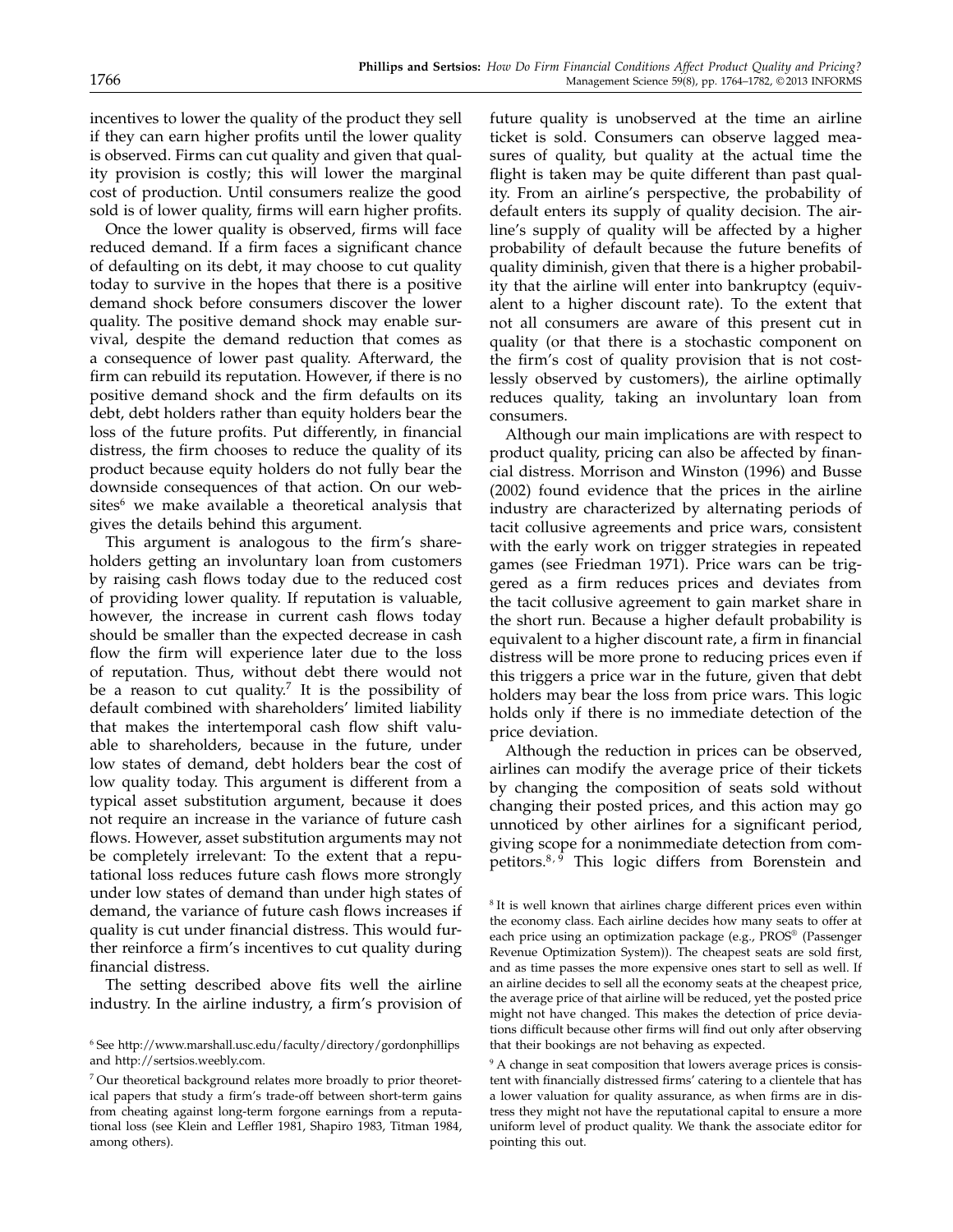incentives to lower the quality of the product they sell if they can earn higher profits until the lower quality is observed. Firms can cut quality and given that quality provision is costly; this will lower the marginal cost of production. Until consumers realize the good sold is of lower quality, firms will earn higher profits.

Once the lower quality is observed, firms will face reduced demand. If a firm faces a significant chance of defaulting on its debt, it may choose to cut quality today to survive in the hopes that there is a positive demand shock before consumers discover the lower quality. The positive demand shock may enable survival, despite the demand reduction that comes as a consequence of lower past quality. Afterward, the firm can rebuild its reputation. However, if there is no positive demand shock and the firm defaults on its debt, debt holders rather than equity holders bear the loss of the future profits. Put differently, in financial distress, the firm chooses to reduce the quality of its product because equity holders do not fully bear the downside consequences of that action. On our websites[6] we make available a theoretical analysis that gives the details behind this argument.

This argument is analogous to the firm's shareholders getting an involuntary loan from customers by raising cash flows today due to the reduced cost of providing lower quality. If reputation is valuable, however, the increase in current cash flows today should be smaller than the expected decrease in cash flow the firm will experience later due to the loss of reputation. Thus, without debt there would not be a reason to cut quality.[7] It is the possibility of default combined with shareholders' limited liability that makes the intertemporal cash flow shift valuable to shareholders, because in the future, under low states of demand, debt holders bear the cost of low quality today. This argument is different from a typical asset substitution argument, because it does not require an increase in the variance of future cash flows. However, asset substitution arguments may not be completely irrelevant: To the extent that a reputational loss reduces future cash flows more strongly under low states of demand than under high states of demand, the variance of future cash flows increases if quality is cut under financial distress. This would further reinforce a firm's incentives to cut quality during financial distress.

The setting described above fits well the airline industry. In the airline industry, a firm's provision of future quality is unobserved at the time an airline ticket is sold. Consumers can observe lagged measures of quality, but quality at the actual time the flight is taken may be quite different than past quality. From an airline's perspective, the probability of default enters its supply of quality decision. The airline's supply of quality will be affected by a higher probability of default because the future benefits of quality diminish, given that there is a higher probability that the airline will enter into bankruptcy (equivalent to a higher discount rate). To the extent that not all consumers are aware of this present cut in quality (or that there is a stochastic component on the firm's cost of quality provision that is not costlessly observed by customers), the airline optimally reduces quality, taking an involuntary loan from consumers.

Although our main implications are with respect to product quality, pricing can also be affected by financial distress. Morrison and Winston (1996) and Busse (2002) found evidence that the prices in the airline industry are characterized by alternating periods of tacit collusive agreements and price wars, consistent with the early work on trigger strategies in repeated games (see Friedman 1971). Price wars can be triggered as a firm reduces prices and deviates from the tacit collusive agreement to gain market share in the short run. Because a higher default probability is equivalent to a higher discount rate, a firm in financial distress will be more prone to reducing prices even if this triggers a price war in the future, given that debt holders may bear the loss from price wars. This logic holds only if there is no immediate detection of the price deviation.

Although the reduction in prices can be observed, airlines can modify the average price of their tickets by changing the composition of seats sold without changing their posted prices, and this action may go unnoticed by other airlines for a significant period, giving scope for a nonimmediate detection from competitors.[8,9] This logic differs from Borenstein and

[6] See http://www.marshall.usc.edu/faculty/directory/gordonphillips and http://sertsios.weebly.com.

[7] Our theoretical background relates more broadly to prior theoretical papers that study a firm's trade-off between short-term gains from cheating against long-term forgone earnings from a reputational loss (see Klein and Leffler 1981, Shapiro 1983, Titman 1984, among others).

[8] It is well known that airlines charge different prices even within the economy class. Each airline decides how many seats to offer at each price using an optimization package (e.g., PROS® (Passenger Revenue Optimization System)). The cheapest seats are sold first, and as time passes the more expensive ones start to sell as well. If an airline decides to sell all the economy seats at the cheapest price, the average price of that airline will be reduced, yet the posted price might not have changed. This makes the detection of price deviations difficult because other firms will find out only after observing that their bookings are not behaving as expected.

[9] A change in seat composition that lowers average prices is consistent with financially distressed firms' catering to a clientele that has a lower valuation for quality assurance, as when firms are in distress they might not have the reputational capital to ensure a more uniform level of product quality. We thank the associate editor for pointing this out.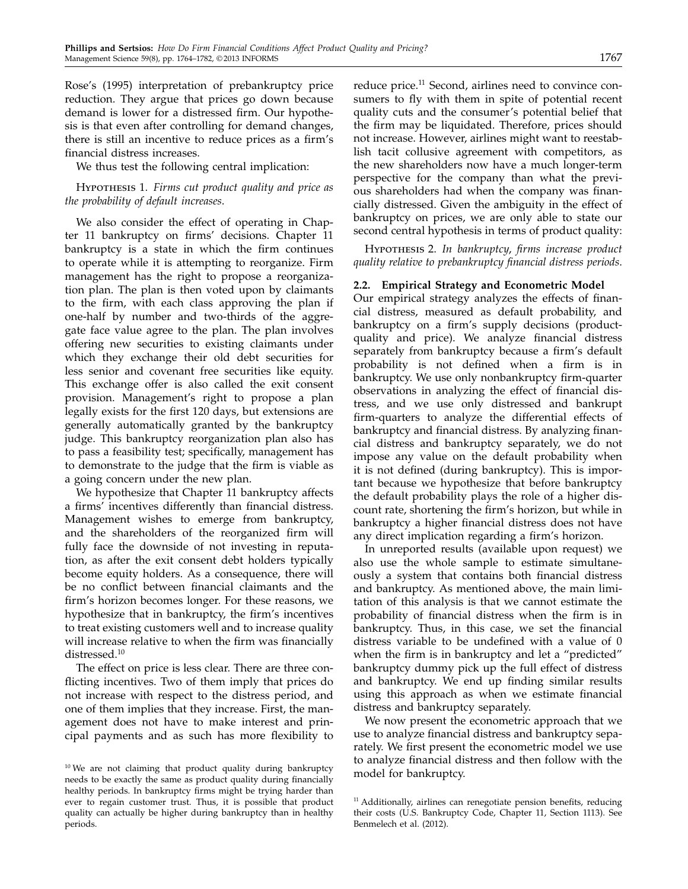Rose's (1995) interpretation of prebankruptcy price reduction. They argue that prices go down because demand is lower for a distressed firm. Our hypothesis is that even after controlling for demand changes, there is still an incentive to reduce prices as a firm's financial distress increases.

We thus test the following central implication:

Hypothesis 1. *Firms cut product quality and price as the probability of default increases.*

We also consider the effect of operating in Chapter 11 bankruptcy on firms' decisions. Chapter 11 bankruptcy is a state in which the firm continues to operate while it is attempting to reorganize. Firm management has the right to propose a reorganization plan. The plan is then voted upon by claimants to the firm, with each class approving the plan if one-half by number and two-thirds of the aggregate face value agree to the plan. The plan involves offering new securities to existing claimants under which they exchange their old debt securities for less senior and covenant free securities like equity. This exchange offer is also called the exit consent provision. Management's right to propose a plan legally exists for the first 120 days, but extensions are generally automatically granted by the bankruptcy judge. This bankruptcy reorganization plan also has to pass a feasibility test; specifically, management has to demonstrate to the judge that the firm is viable as a going concern under the new plan.

We hypothesize that Chapter 11 bankruptcy affects a firms' incentives differently than financial distress. Management wishes to emerge from bankruptcy, and the shareholders of the reorganized firm will fully face the downside of not investing in reputation, as after the exit consent debt holders typically become equity holders. As a consequence, there will be no conflict between financial claimants and the firm's horizon becomes longer. For these reasons, we hypothesize that in bankruptcy, the firm's incentives to treat existing customers well and to increase quality will increase relative to when the firm was financially distressed.[10]

The effect on price is less clear. There are three conflicting incentives. Two of them imply that prices do not increase with respect to the distress period, and one of them implies that they increase. First, the management does not have to make interest and principal payments and as such has more flexibility to reduce price.[11] Second, airlines need to convince consumers to fly with them in spite of potential recent quality cuts and the consumer's potential belief that the firm may be liquidated. Therefore, prices should not increase. However, airlines might want to reestablish tacit collusive agreement with competitors, as the new shareholders now have a much longer-term perspective for the company than what the previous shareholders had when the company was financially distressed. Given the ambiguity in the effect of bankruptcy on prices, we are only able to state our second central hypothesis in terms of product quality:

Hypothesis 2. *In bankruptcy, firms increase product quality relative to prebankruptcy financial distress periods.*

### 2.2. Empirical Strategy and Econometric Model

Our empirical strategy analyzes the effects of financial distress, measured as default probability, and bankruptcy on a firm's supply decisions (product-quality and price). We analyze financial distress separately from bankruptcy because a firm's default probability is not defined when a firm is in bankruptcy. We use only nonbankruptcy firm-quarter observations in analyzing the effect of financial distress, and we use only distressed and bankrupt firm-quarters to analyze the differential effects of bankruptcy and financial distress. By analyzing financial distress and bankruptcy separately, we do not impose any value on the default probability when it is not defined (during bankruptcy). This is important because we hypothesize that before bankruptcy the default probability plays the role of a higher discount rate, shortening the firm's horizon, but while in bankruptcy a higher financial distress does not have any direct implication regarding a firm's horizon.

In unreported results (available upon request) we also use the whole sample to estimate simultaneously a system that contains both financial distress and bankruptcy. As mentioned above, the main limitation of this analysis is that we cannot estimate the probability of financial distress when the firm is in bankruptcy. Thus, in this case, we set the financial distress variable to be undefined with a value of 0 when the firm is in bankruptcy and let a "predicted" bankruptcy dummy pick up the full effect of distress and bankruptcy. We end up finding similar results using this approach as when we estimate financial distress and bankruptcy separately.

We now present the econometric approach that we use to analyze financial distress and bankruptcy separately. We first present the econometric model we use to analyze financial distress and then follow with the model for bankruptcy.

---

[10] We are not claiming that product quality during bankruptcy needs to be exactly the same as product quality during financially healthy periods. In bankruptcy firms might be trying harder than ever to regain customer trust. Thus, it is possible that product quality can actually be higher during bankruptcy than in healthy periods.

[11] Additionally, airlines can renegotiate pension benefits, reducing their costs (U.S. Bankruptcy Code, Chapter 11, Section 1113). See Benmelech et al. (2012).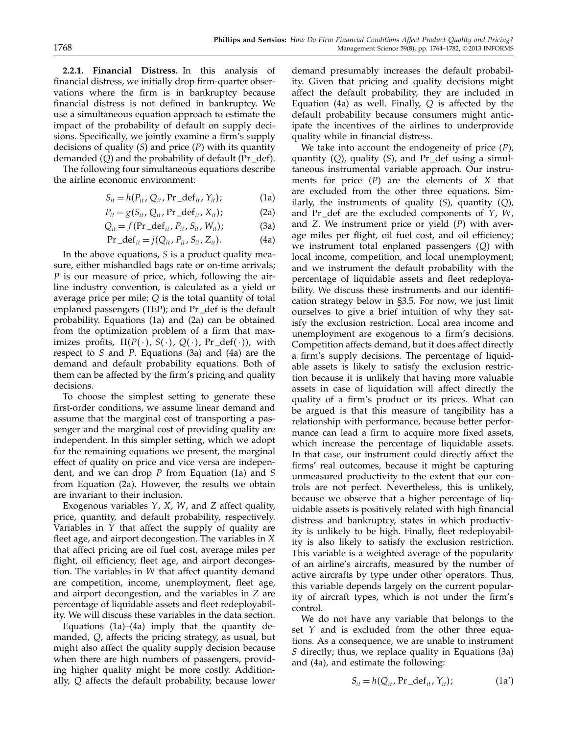**2.2.1. Financial Distress.** In this analysis of financial distress, we initially drop firm-quarter observations where the firm is in bankruptcy because financial distress is not defined in bankruptcy. We use a simultaneous equation approach to estimate the impact of the probability of default on supply decisions. Specifically, we jointly examine a firm's supply decisions of quality ($S$) and price ($P$) with its quantity demanded ($Q$) and the probability of default (Pr_def).

The following four simultaneous equations describe the airline economic environment:

$$S_{it} = h(P_{it}, Q_{it}, \text{Pr\_def}_{it}, Y_{it}); \tag{1a}$$

$$P_{it} = g(S_{it}, Q_{it}, \text{Pr\_def}_{it}, X_{it}); \tag{2a}$$

$$Q_{it} = f(\text{Pr\_def}_{it}, P_{it}, S_{it}, W_{it}); \tag{3a}$$

$$\text{Pr\_def}_{it} = j(Q_{it}, P_{it}, S_{it}, Z_{it}). \tag{4a}$$

In the above equations, $S$ is a product quality measure, either mishandled bags rate or on-time arrivals; $P$ is our measure of price, which, following the airline industry convention, is calculated as a yield or average price per mile; $Q$ is the total quantity of total enplaned passengers (TEP); and Pr_def is the default probability. Equations (1a) and (2a) can be obtained from the optimization problem of a firm that maximizes profits, $\Pi(P(\cdot), S(\cdot), Q(\cdot), \text{Pr\_def}(\cdot))$, with respect to $S$ and $P$. Equations (3a) and (4a) are the demand and default probability equations. Both of them can be affected by the firm's pricing and quality decisions.

To choose the simplest setting to generate these first-order conditions, we assume linear demand and assume that the marginal cost of transporting a passenger and the marginal cost of providing quality are independent. In this simpler setting, which we adopt for the remaining equations we present, the marginal effect of quality on price and vice versa are independent, and we can drop $P$ from Equation (1a) and $S$ from Equation (2a). However, the results we obtain are invariant to their inclusion.

Exogenous variables $Y$, $X$, $W$, and $Z$ affect quality, price, quantity, and default probability, respectively. Variables in $Y$ that affect the supply of quality are fleet age, and airport decongestion. The variables in $X$ that affect pricing are oil fuel cost, average miles per flight, oil efficiency, fleet age, and airport decongestion. The variables in $W$ that affect quantity demand are competition, income, unemployment, fleet age, and airport decongestion, and the variables in $Z$ are percentage of liquidable assets and fleet redeployability. We will discuss these variables in the data section.

Equations (1a)–(4a) imply that the quantity demanded, $Q$, affects the pricing strategy, as usual, but might also affect the quality supply decision because when there are high numbers of passengers, providing higher quality might be more costly. Additionally, $Q$ affects the default probability, because lower demand presumably increases the default probability. Given that pricing and quality decisions might affect the default probability, they are included in Equation (4a) as well. Finally, $Q$ is affected by the default probability because consumers might anticipate the incentives of the airlines to underprovide quality while in financial distress.

We take into account the endogeneity of price ($P$), quantity ($Q$), quality ($S$), and Pr_def using a simultaneous instrumental variable approach. Our instruments for price ($P$) are the elements of $X$ that are excluded from the other three equations. Similarly, the instruments of quality ($S$), quantity ($Q$), and Pr_def are the excluded components of $Y$, $W$, and $Z$. We instrument price or yield ($P$) with average miles per flight, oil fuel cost, and oil efficiency; we instrument total enplaned passengers ($Q$) with local income, competition, and local unemployment; and we instrument the default probability with the percentage of liquidable assets and fleet redeployability. We discuss these instruments and our identification strategy below in §3.5. For now, we just limit ourselves to give a brief intuition of why they satisfy the exclusion restriction. Local area income and unemployment are exogenous to a firm's decisions. Competition affects demand, but it does affect directly a firm's supply decisions. The percentage of liquidable assets is likely to satisfy the exclusion restriction because it is unlikely that having more valuable assets in case of liquidation will affect directly the quality of a firm's product or its prices. What can be argued is that this measure of tangibility has a relationship with performance, because better performance can lead a firm to acquire more fixed assets, which increase the percentage of liquidable assets. In that case, our instrument could directly affect the firms' real outcomes, because it might be capturing unmeasured productivity to the extent that our controls are not perfect. Nevertheless, this is unlikely, because we observe that a higher percentage of liquidable assets is positively related with high financial distress and bankruptcy, states in which productivity is unlikely to be high. Finally, fleet redeployability is also likely to satisfy the exclusion restriction. This variable is a weighted average of the popularity of an airline's aircrafts, measured by the number of active aircrafts by type under other operators. Thus, this variable depends largely on the current popularity of aircraft types, which is not under the firm's control.

We do not have any variable that belongs to the set $Y$ and is excluded from the other three equations. As a consequence, we are unable to instrument $S$ directly; thus, we replace quality in Equations (3a) and (4a), and estimate the following:

$$S_{it} = h(Q_{it}, \text{Pr\_def}_{it}, Y_{it}); \tag{1a'}$$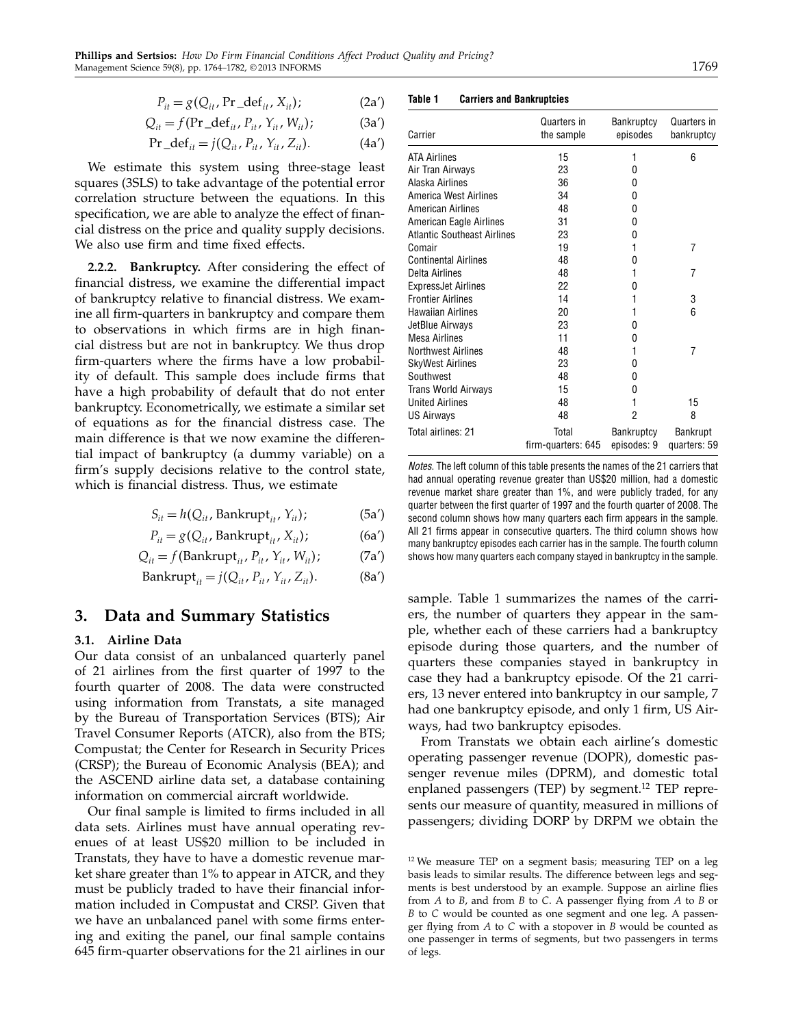$$P_{it} = g(Q_{it}, \Pr\_\text{def}_{it}, X_{it}); \tag{2a'}$$

$$Q_{it} = f(\Pr\_\text{def}_{it}, P_{it}, Y_{it}, W_{it}); \tag{3a'}$$

$$\Pr\_\text{def}_{it} = j(Q_{it}, P_{it}, Y_{it}, Z_{it}). \tag{4a'}$$

We estimate this system using three-stage least squares (3SLS) to take advantage of the potential error correlation structure between the equations. In this specification, we are able to analyze the effect of financial distress on the price and quality supply decisions. We also use firm and time fixed effects.

**2.2.2. Bankruptcy.** After considering the effect of financial distress, we examine the differential impact of bankruptcy relative to financial distress. We examine all firm-quarters in bankruptcy and compare them to observations in which firms are in high financial distress but are not in bankruptcy. We thus drop firm-quarters where the firms have a low probability of default. This sample does include firms that have a high probability of default that do not enter bankruptcy. Econometrically, we estimate a similar set of equations as for the financial distress case. The main difference is that we now examine the differential impact of bankruptcy (a dummy variable) on a firm's supply decisions relative to the control state, which is financial distress. Thus, we estimate

$$S_{it} = h(Q_{it}, \text{Bankrupt}_{it}, Y_{it}); \tag{5a'}$$

$$P_{it} = g(Q_{it}, \text{Bankrupt}_{it}, X_{it}); \tag{6a'}$$

$$Q_{it} = f(\text{Bankrupt}_{it}, P_{it}, Y_{it}, W_{it}); \tag{7a'}$$

$$\text{Bankrupt}_{it} = j(Q_{it}, P_{it}, Y_{it}, Z_{it}). \tag{8a'}$$

## 3. Data and Summary Statistics

### 3.1. Airline Data

Our data consist of an unbalanced quarterly panel of 21 airlines from the first quarter of 1997 to the fourth quarter of 2008. The data were constructed using information from Transtats, a site managed by the Bureau of Transportation Services (BTS); Air Travel Consumer Reports (ATCR), also from the BTS; Compustat; the Center for Research in Security Prices (CRSP); the Bureau of Economic Analysis (BEA); and the ASCEND airline data set, a database containing information on commercial aircraft worldwide.

Our final sample is limited to firms included in all data sets. Airlines must have annual operating revenues of at least US$20 million to be included in Transtats, they have to have a domestic revenue market share greater than 1% to appear in ATCR, and they must be publicly traded to have their financial information included in Compustat and CRSP. Given that we have an unbalanced panel with some firms entering and exiting the panel, our final sample contains 645 firm-quarter observations for the 21 airlines in our sample. Table 1 summarizes the names of the carriers, the number of quarters they appear in the sample, whether each of these carriers had a bankruptcy episode during those quarters, and the number of quarters these companies stayed in bankruptcy in case they had a bankruptcy episode. Of the 21 carriers, 13 never entered into bankruptcy in our sample, 7 had one bankruptcy episode, and only 1 firm, US Airways, had two bankruptcy episodes.

**Table 1 Carriers and Bankruptcies**

| Carrier | Quarters in the sample | Bankruptcy episodes | Quarters in bankruptcy |
|---|---|---|---|
| ATA Airlines | 15 | 1 | 6 |
| Air Tran Airways | 23 | 0 | |
| Alaska Airlines | 36 | 0 | |
| America West Airlines | 34 | 0 | |
| American Airlines | 48 | 0 | |
| American Eagle Airlines | 31 | 0 | |
| Atlantic Southeast Airlines | 23 | 0 | |
| Comair | 19 | 1 | 7 |
| Continental Airlines | 48 | 0 | |
| Delta Airlines | 48 | 1 | 7 |
| ExpressJet Airlines | 22 | 0 | |
| Frontier Airlines | 14 | 1 | 3 |
| Hawaiian Airlines | 20 | 1 | 6 |
| JetBlue Airways | 23 | 0 | |
| Mesa Airlines | 11 | 0 | |
| Northwest Airlines | 48 | 1 | 7 |
| SkyWest Airlines | 23 | 0 | |
| Southwest | 48 | 0 | |
| Trans World Airways | 15 | 0 | |
| United Airlines | 48 | 1 | 15 |
| US Airways | 48 | 2 | 8 |
| Total airlines: 21 | Total firm-quarters: 645 | Bankruptcy episodes: 9 | Bankrupt quarters: 59 |

*Notes.* The left column of this table presents the names of the 21 carriers that had annual operating revenue greater than US$20 million, had a domestic revenue market share greater than 1%, and were publicly traded, for any quarter between the first quarter of 1997 and the fourth quarter of 2008. The second column shows how many quarters each firm appears in the sample. All 21 firms appear in consecutive quarters. The third column shows how many bankruptcy episodes each carrier has in the sample. The fourth column shows how many quarters each company stayed in bankruptcy in the sample.

From Transtats we obtain each airline's domestic operating passenger revenue (DOPR), domestic passenger revenue miles (DPRM), and domestic total enplaned passengers (TEP) by segment.[12] TEP represents our measure of quantity, measured in millions of passengers; dividing DORP by DRPM we obtain the

[12] We measure TEP on a segment basis; measuring TEP on a leg basis leads to similar results. The difference between legs and segments is best understood by an example. Suppose an airline flies from $A$ to $B$, and from $B$ to $C$. A passenger flying from $A$ to $B$ or $B$ to $C$ would be counted as one segment and one leg. A passenger flying from $A$ to $C$ with a stopover in $B$ would be counted as one passenger in terms of segments, but two passengers in terms of legs.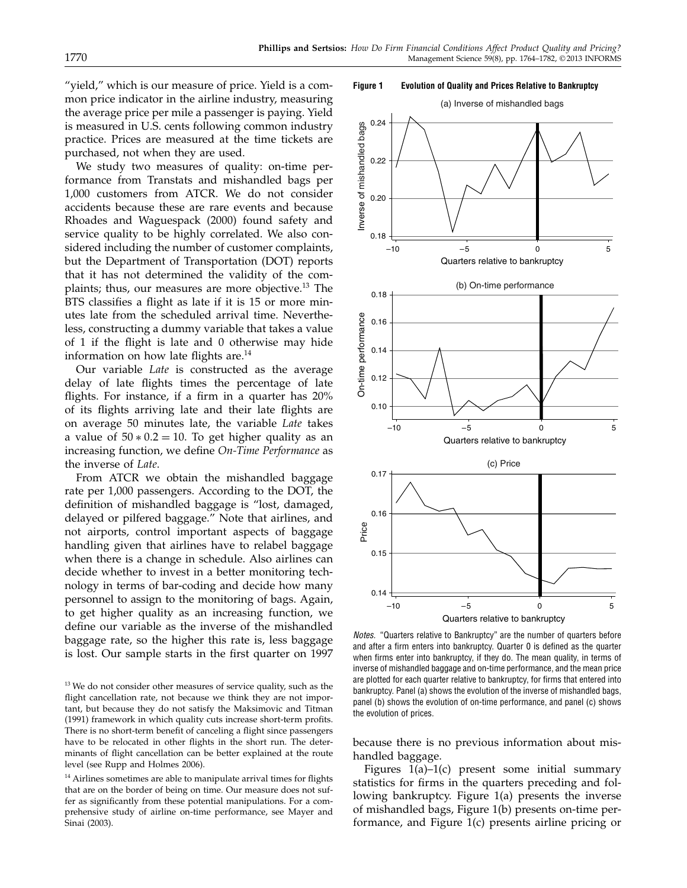"yield," which is our measure of price. Yield is a common price indicator in the airline industry, measuring the average price per mile a passenger is paying. Yield is measured in U.S. cents following common industry practice. Prices are measured at the time tickets are purchased, not when they are used.

We study two measures of quality: on-time performance from Transtats and mishandled bags per 1,000 customers from ATCR. We do not consider accidents because these are rare events and because Rhoades and Waguespack (2000) found safety and service quality to be highly correlated. We also considered including the number of customer complaints, but the Department of Transportation (DOT) reports that it has not determined the validity of the complaints; thus, our measures are more objective.[13] The BTS classifies a flight as late if it is 15 or more minutes late from the scheduled arrival time. Nevertheless, constructing a dummy variable that takes a value of 1 if the flight is late and 0 otherwise may hide information on how late flights are.[14]

Our variable *Late* is constructed as the average delay of late flights times the percentage of late flights. For instance, if a firm in a quarter has 20% of its flights arriving late and their late flights are on average 50 minutes late, the variable *Late* takes a value of $50 * 0.2 = 10$. To get higher quality as an increasing function, we define *On-Time Performance* as the inverse of *Late*.

From ATCR we obtain the mishandled baggage rate per 1,000 passengers. According to the DOT, the definition of mishandled baggage is "lost, damaged, delayed or pilfered baggage." Note that airlines, and not airports, control important aspects of baggage handling given that airlines have to relabel baggage when there is a change in schedule. Also airlines can decide whether to invest in a better monitoring technology in terms of bar-coding and decide how many personnel to assign to the monitoring of bags. Again, to get higher quality as an increasing function, we define our variable as the inverse of the mishandled baggage rate, so the higher this rate is, less baggage is lost. Our sample starts in the first quarter on 1997 because there is no previous information about mishandled baggage.

**Figure 1 Evolution of Quality and Prices Relative to Bankruptcy**

*Notes.* "Quarters relative to Bankruptcy" are the number of quarters before and after a firm enters into bankruptcy. Quarter 0 is defined as the quarter when firms enter into bankruptcy, if they do. The mean quality, in terms of inverse of mishandled baggage and on-time performance, and the mean price are plotted for each quarter relative to bankruptcy, for firms that entered into bankruptcy. Panel (a) shows the evolution of the inverse of mishandled bags, panel (b) shows the evolution of on-time performance, and panel (c) shows the evolution of prices.

Figures 1(a)–1(c) present some initial summary statistics for firms in the quarters preceding and following bankruptcy. Figure 1(a) presents the inverse of mishandled bags, Figure 1(b) presents on-time performance, and Figure 1(c) presents airline pricing or

---

[13] We do not consider other measures of service quality, such as the flight cancellation rate, not because we think they are not important, but because they do not satisfy the Maksimovic and Titman (1991) framework in which quality cuts increase short-term profits. There is no short-term benefit of canceling a flight since passengers have to be relocated in other flights in the short run. The determinants of flight cancellation can be better explained at the route level (see Rupp and Holmes 2006).

[14] Airlines sometimes are able to manipulate arrival times for flights that are on the border of being on time. Our measure does not suffer as significantly from these potential manipulations. For a comprehensive study of airline on-time performance, see Mayer and Sinai (2003).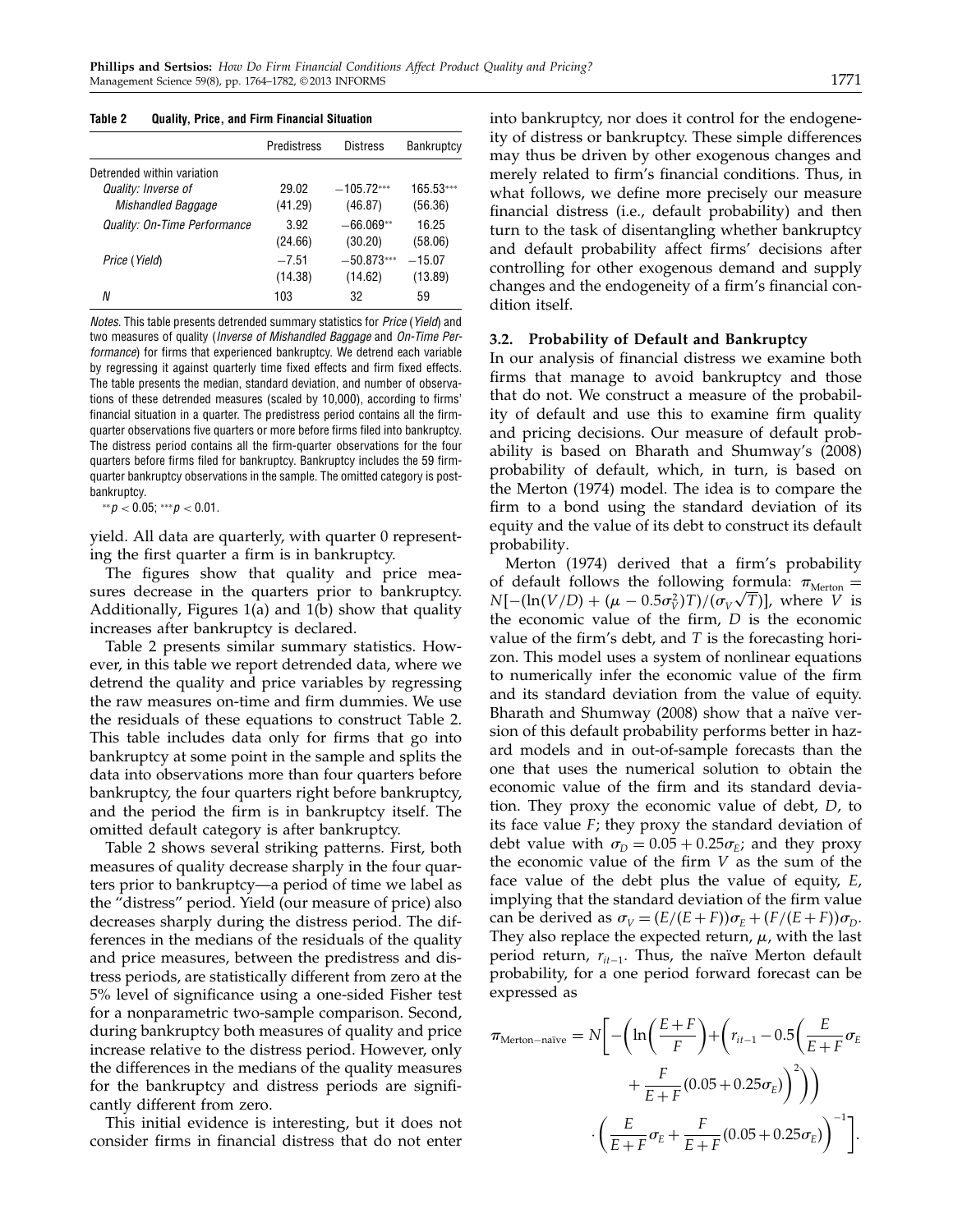**Table 2 Quality, Price, and Firm Financial Situation**

| | Predistress | Distress | Bankruptcy |
|---|---|---|---|
| Detrended within variation | | | |
| *Quality: Inverse of Mishandled Baggage* | 29.02 | −105.72*** | 165.53*** |
| | (41.29) | (46.87) | (56.36) |
| *Quality: On-Time Performance* | 3.92 | −66.069** | 16.25 |
| | (24.66) | (30.20) | (58.06) |
| *Price* (*Yield*) | −7.51 | −50.873*** | −15.07 |
| | (14.38) | (14.62) | (13.89) |
| *N* | 103 | 32 | 59 |

*Notes.* This table presents detrended summary statistics for *Price* (*Yield*) and two measures of quality (*Inverse of Mishandled Baggage* and *On-Time Performance*) for firms that experienced bankruptcy. We detrend each variable by regressing it against quarterly time fixed effects and firm fixed effects. The table presents the median, standard deviation, and number of observations of these detrended measures (scaled by 10,000), according to firms' financial situation in a quarter. The predistress period contains all the firm-quarter observations five quarters or more before firms filed into bankruptcy. The distress period contains all the firm-quarter observations for the four quarters before firms filed for bankruptcy. Bankruptcy includes the 59 firm-quarter bankruptcy observations in the sample. The omitted category is post-bankruptcy.

** $p < 0.05$; *** $p < 0.01$.

yield. All data are quarterly, with quarter 0 representing the first quarter a firm is in bankruptcy.

The figures show that quality and price measures decrease in the quarters prior to bankruptcy. Additionally, Figures 1(a) and 1(b) show that quality increases after bankruptcy is declared.

Table 2 presents similar summary statistics. However, in this table we report detrended data, where we detrend the quality and price variables by regressing the raw measures on-time and firm dummies. We use the residuals of these equations to construct Table 2. This table includes data only for firms that go into bankruptcy at some point in the sample and splits the data into observations more than four quarters before bankruptcy, the four quarters right before bankruptcy, and the period the firm is in bankruptcy itself. The omitted default category is after bankruptcy.

Table 2 shows several striking patterns. First, both measures of quality decrease sharply in the four quarters prior to bankruptcy—a period of time we label as the "distress" period. Yield (our measure of price) also decreases sharply during the distress period. The differences in the medians of the residuals of the quality and price measures, between the predistress and distress periods, are statistically different from zero at the 5% level of significance using a one-sided Fisher test for a nonparametric two-sample comparison. Second, during bankruptcy both measures of quality and price increase relative to the distress period. However, only the differences in the medians of the quality measures for the bankruptcy and distress periods are significantly different from zero.

This initial evidence is interesting, but it does not consider firms in financial distress that do not enter into bankruptcy, nor does it control for the endogeneity of distress or bankruptcy. These simple differences may thus be driven by other exogenous changes and merely related to firm's financial conditions. Thus, in what follows, we define more precisely our measure financial distress (i.e., default probability) and then turn to the task of disentangling whether bankruptcy and default probability affect firms' decisions after controlling for other exogenous demand and supply changes and the endogeneity of a firm's financial condition itself.

### 3.2. Probability of Default and Bankruptcy

In our analysis of financial distress we examine both firms that manage to avoid bankruptcy and those that do not. We construct a measure of the probability of default and use this to examine firm quality and pricing decisions. Our measure of default probability is based on Bharath and Shumway's (2008) probability of default, which, in turn, is based on the Merton (1974) model. The idea is to compare the firm to a bond using the standard deviation of its equity and the value of its debt to construct its default probability.

Merton (1974) derived that a firm's probability of default follows the following formula: $\pi_{\text{Merton}} = N[-(\ln(V/D) + (\mu - 0.5\sigma_V^2)T)/(\sigma_V\sqrt{T})]$, where $V$ is the economic value of the firm, $D$ is the economic value of the firm's debt, and $T$ is the forecasting horizon. This model uses a system of nonlinear equations to numerically infer the economic value of the firm and its standard deviation from the value of equity. Bharath and Shumway (2008) show that a naïve version of this default probability performs better in hazard models and in out-of-sample forecasts than the one that uses the numerical solution to obtain the economic value of the firm and its standard deviation. They proxy the economic value of debt, $D$, to its face value $F$; they proxy the standard deviation of debt value with $\sigma_D = 0.05 + 0.25\sigma_E$; and they proxy the economic value of the firm $V$ as the sum of the face value of the debt plus the value of equity, $E$, implying that the standard deviation of the firm value can be derived as $\sigma_V = (E/(E+F))\sigma_E + (F/(E+F))\sigma_D$. They also replace the expected return, $\mu$, with the last period return, $r_{it-1}$. Thus, the naïve Merton default probability, for a one period forward forecast can be expressed as

$$\pi_{\text{Merton-naïve}} = N\Bigg[-\Bigg(\ln\left(\frac{E+F}{F}\right)+\Bigg(r_{it-1}-0.5\bigg(\frac{E}{E+F}\sigma_E + \frac{F}{E+F}(0.05+0.25\sigma_E)\bigg)^2\Bigg)\Bigg) \cdot \left(\frac{E}{E+F}\sigma_E+\frac{F}{E+F}(0.05+0.25\sigma_E)\right)^{-1}\Bigg].$$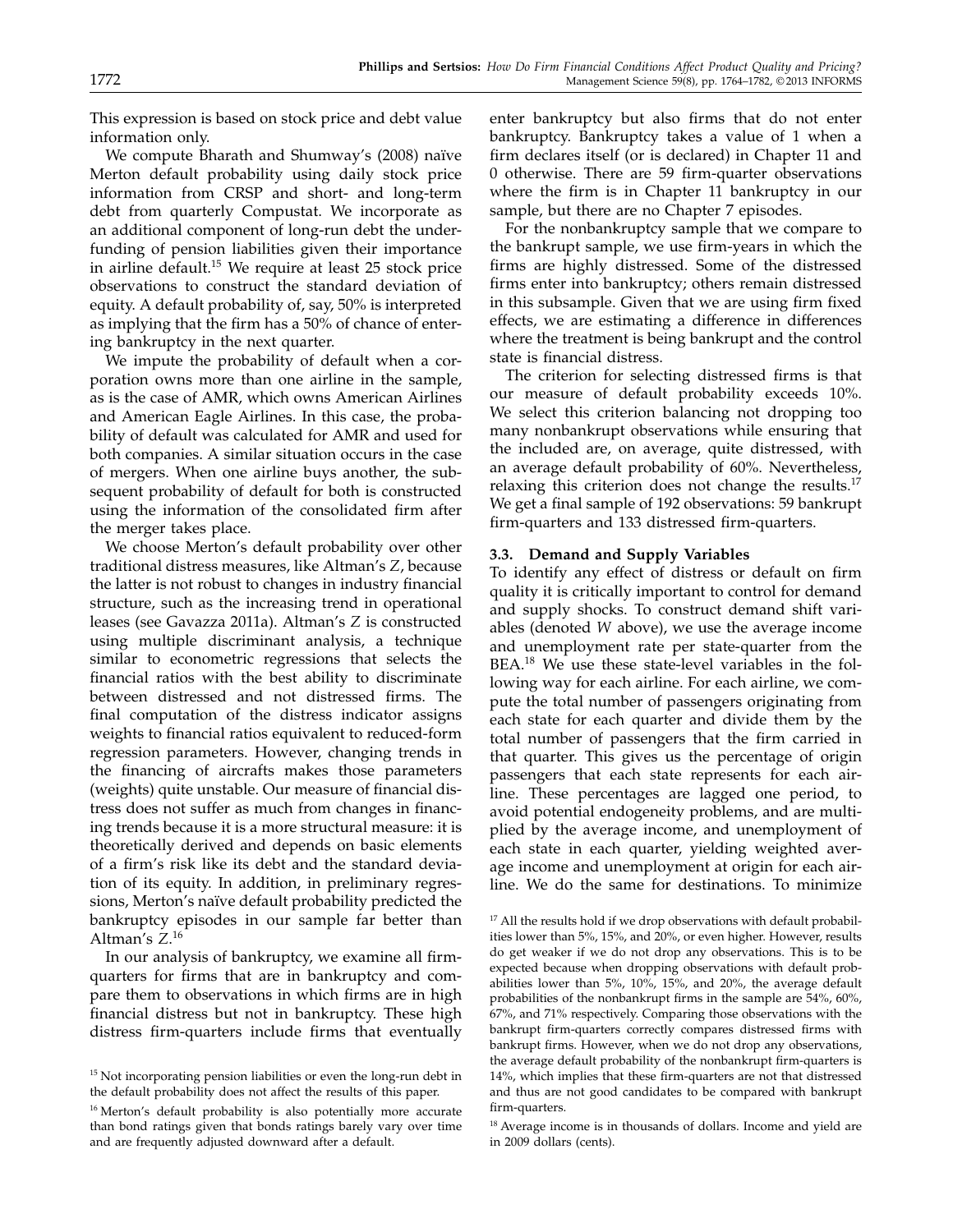This expression is based on stock price and debt value information only.

We compute Bharath and Shumway's (2008) naïve Merton default probability using daily stock price information from CRSP and short- and long-term debt from quarterly Compustat. We incorporate as an additional component of long-run debt the underfunding of pension liabilities given their importance in airline default.[15] We require at least 25 stock price observations to construct the standard deviation of equity. A default probability of, say, 50% is interpreted as implying that the firm has a 50% of chance of entering bankruptcy in the next quarter.

We impute the probability of default when a corporation owns more than one airline in the sample, as is the case of AMR, which owns American Airlines and American Eagle Airlines. In this case, the probability of default was calculated for AMR and used for both companies. A similar situation occurs in the case of mergers. When one airline buys another, the subsequent probability of default for both is constructed using the information of the consolidated firm after the merger takes place.

We choose Merton's default probability over other traditional distress measures, like Altman's $Z$, because the latter is not robust to changes in industry financial structure, such as the increasing trend in operational leases (see Gavazza 2011a). Altman's $Z$ is constructed using multiple discriminant analysis, a technique similar to econometric regressions that selects the financial ratios with the best ability to discriminate between distressed and not distressed firms. The final computation of the distress indicator assigns weights to financial ratios equivalent to reduced-form regression parameters. However, changing trends in the financing of aircrafts makes those parameters (weights) quite unstable. Our measure of financial distress does not suffer as much from changes in financing trends because it is a more structural measure: it is theoretically derived and depends on basic elements of a firm's risk like its debt and the standard deviation of its equity. In addition, in preliminary regressions, Merton's naïve default probability predicted the bankruptcy episodes in our sample far better than Altman's $Z$.[16]

In our analysis of bankruptcy, we examine all firm-quarters for firms that are in bankruptcy and compare them to observations in which firms are in high financial distress but not in bankruptcy. These high distress firm-quarters include firms that eventually enter bankruptcy but also firms that do not enter bankruptcy. Bankruptcy takes a value of 1 when a firm declares itself (or is declared) in Chapter 11 and 0 otherwise. There are 59 firm-quarter observations where the firm is in Chapter 11 bankruptcy in our sample, but there are no Chapter 7 episodes.

For the nonbankruptcy sample that we compare to the bankrupt sample, we use firm-years in which the firms are highly distressed. Some of the distressed firms enter into bankruptcy; others remain distressed in this subsample. Given that we are using firm fixed effects, we are estimating a difference in differences where the treatment is being bankrupt and the control state is financial distress.

The criterion for selecting distressed firms is that our measure of default probability exceeds 10%. We select this criterion balancing not dropping too many nonbankrupt observations while ensuring that the included are, on average, quite distressed, with an average default probability of 60%. Nevertheless, relaxing this criterion does not change the results.[17] We get a final sample of 192 observations: 59 bankrupt firm-quarters and 133 distressed firm-quarters.

### 3.3. Demand and Supply Variables

To identify any effect of distress or default on firm quality it is critically important to control for demand and supply shocks. To construct demand shift variables (denoted $W$ above), we use the average income and unemployment rate per state-quarter from the BEA.[18] We use these state-level variables in the following way for each airline. For each airline, we compute the total number of passengers originating from each state for each quarter and divide them by the total number of passengers that the firm carried in that quarter. This gives us the percentage of origin passengers that each state represents for each airline. These percentages are lagged one period, to avoid potential endogeneity problems, and are multiplied by the average income, and unemployment of each state in each quarter, yielding weighted average income and unemployment at origin for each airline. We do the same for destinations. To minimize

---

[15] Not incorporating pension liabilities or even the long-run debt in the default probability does not affect the results of this paper.

[16] Merton's default probability is also potentially more accurate than bond ratings given that bonds ratings barely vary over time and are frequently adjusted downward after a default.

[17] All the results hold if we drop observations with default probabilities lower than 5%, 15%, and 20%, or even higher. However, results do get weaker if we do not drop any observations. This is to be expected because when dropping observations with default probabilities lower than 5%, 10%, 15%, and 20%, the average default probabilities of the nonbankrupt firms in the sample are 54%, 60%, 67%, and 71% respectively. Comparing those observations with the bankrupt firm-quarters correctly compares distressed firms with bankrupt firms. However, when we do not drop any observations, the average default probability of the nonbankrupt firm-quarters is 14%, which implies that these firm-quarters are not that distressed and thus are not good candidates to be compared with bankrupt firm-quarters.

[18] Average income is in thousands of dollars. Income and yield are in 2009 dollars (cents).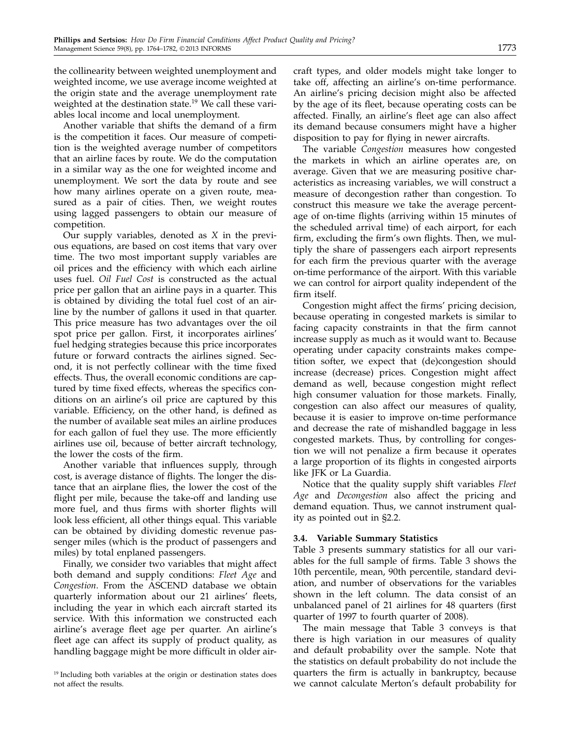the collinearity between weighted unemployment and weighted income, we use average income weighted at the origin state and the average unemployment rate weighted at the destination state.[19] We call these variables local income and local unemployment.

Another variable that shifts the demand of a firm is the competition it faces. Our measure of competition is the weighted average number of competitors that an airline faces by route. We do the computation in a similar way as the one for weighted income and unemployment. We sort the data by route and see how many airlines operate on a given route, measured as a pair of cities. Then, we weight routes using lagged passengers to obtain our measure of competition.

Our supply variables, denoted as $X$ in the previous equations, are based on cost items that vary over time. The two most important supply variables are oil prices and the efficiency with which each airline uses fuel. *Oil Fuel Cost* is constructed as the actual price per gallon that an airline pays in a quarter. This is obtained by dividing the total fuel cost of an airline by the number of gallons it used in that quarter. This price measure has two advantages over the oil spot price per gallon. First, it incorporates airlines' fuel hedging strategies because this price incorporates future or forward contracts the airlines signed. Second, it is not perfectly collinear with the time fixed effects. Thus, the overall economic conditions are captured by time fixed effects, whereas the specifics conditions on an airline's oil price are captured by this variable. Efficiency, on the other hand, is defined as the number of available seat miles an airline produces for each gallon of fuel they use. The more efficiently airlines use oil, because of better aircraft technology, the lower the costs of the firm.

Another variable that influences supply, through cost, is average distance of flights. The longer the distance that an airplane flies, the lower the cost of the flight per mile, because the take-off and landing use more fuel, and thus firms with shorter flights will look less efficient, all other things equal. This variable can be obtained by dividing domestic revenue passenger miles (which is the product of passengers and miles) by total enplaned passengers.

Finally, we consider two variables that might affect both demand and supply conditions: *Fleet Age* and *Congestion*. From the ASCEND database we obtain quarterly information about our 21 airlines' fleets, including the year in which each aircraft started its service. With this information we constructed each airline's average fleet age per quarter. An airline's fleet age can affect its supply of product quality, as handling baggage might be more difficult in older aircraft types, and older models might take longer to take off, affecting an airline's on-time performance. An airline's pricing decision might also be affected by the age of its fleet, because operating costs can be affected. Finally, an airline's fleet age can also affect its demand because consumers might have a higher disposition to pay for flying in newer aircrafts.

The variable *Congestion* measures how congested the markets in which an airline operates are, on average. Given that we are measuring positive characteristics as increasing variables, we will construct a measure of decongestion rather than congestion. To construct this measure we take the average percentage of on-time flights (arriving within 15 minutes of the scheduled arrival time) of each airport, for each firm, excluding the firm's own flights. Then, we multiply the share of passengers each airport represents for each firm the previous quarter with the average on-time performance of the airport. With this variable we can control for airport quality independent of the firm itself.

Congestion might affect the firms' pricing decision, because operating in congested markets is similar to facing capacity constraints in that the firm cannot increase supply as much as it would want to. Because operating under capacity constraints makes competition softer, we expect that (de)congestion should increase (decrease) prices. Congestion might affect demand as well, because congestion might reflect high consumer valuation for those markets. Finally, congestion can also affect our measures of quality, because it is easier to improve on-time performance and decrease the rate of mishandled baggage in less congested markets. Thus, by controlling for congestion we will not penalize a firm because it operates a large proportion of its flights in congested airports like JFK or La Guardia.

Notice that the quality supply shift variables *Fleet Age* and *Decongestion* also affect the pricing and demand equation. Thus, we cannot instrument quality as pointed out in §2.2.

### 3.4. Variable Summary Statistics

Table 3 presents summary statistics for all our variables for the full sample of firms. Table 3 shows the 10th percentile, mean, 90th percentile, standard deviation, and number of observations for the variables shown in the left column. The data consist of an unbalanced panel of 21 airlines for 48 quarters (first quarter of 1997 to fourth quarter of 2008).

The main message that Table 3 conveys is that there is high variation in our measures of quality and default probability over the sample. Note that the statistics on default probability do not include the quarters the firm is actually in bankruptcy, because we cannot calculate Merton's default probability for

[19] Including both variables at the origin or destination states does not affect the results.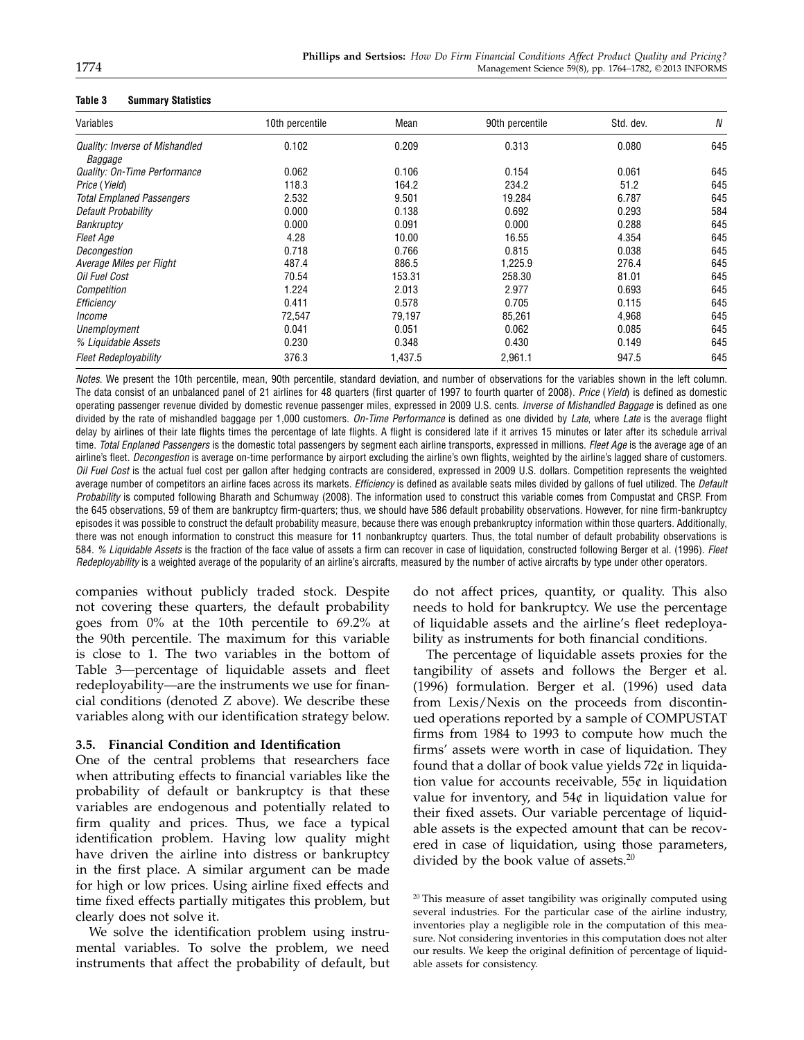**Table 3 Summary Statistics**

| Variables | 10th percentile | Mean | 90th percentile | Std. dev. | N |
|---|---|---|---|---|---|
| *Quality: Inverse of Mishandled Baggage* | 0.102 | 0.209 | 0.313 | 0.080 | 645 |
| *Quality: On-Time Performance* | 0.062 | 0.106 | 0.154 | 0.061 | 645 |
| *Price* (*Yield*) | 118.3 | 164.2 | 234.2 | 51.2 | 645 |
| *Total Emplaned Passengers* | 2.532 | 9.501 | 19.284 | 6.787 | 645 |
| *Default Probability* | 0.000 | 0.138 | 0.692 | 0.293 | 584 |
| *Bankruptcy* | 0.000 | 0.091 | 0.000 | 0.288 | 645 |
| *Fleet Age* | 4.28 | 10.00 | 16.55 | 4.354 | 645 |
| *Decongestion* | 0.718 | 0.766 | 0.815 | 0.038 | 645 |
| *Average Miles per Flight* | 487.4 | 886.5 | 1,225.9 | 276.4 | 645 |
| *Oil Fuel Cost* | 70.54 | 153.31 | 258.30 | 81.01 | 645 |
| *Competition* | 1.224 | 2.013 | 2.977 | 0.693 | 645 |
| *Efficiency* | 0.411 | 0.578 | 0.705 | 0.115 | 645 |
| *Income* | 72,547 | 79,197 | 85,261 | 4,968 | 645 |
| *Unemployment* | 0.041 | 0.051 | 0.062 | 0.085 | 645 |
| *% Liquidable Assets* | 0.230 | 0.348 | 0.430 | 0.149 | 645 |
| *Fleet Redeployability* | 376.3 | 1,437.5 | 2,961.1 | 947.5 | 645 |

*Notes*. We present the 10th percentile, mean, 90th percentile, standard deviation, and number of observations for the variables shown in the left column. The data consist of an unbalanced panel of 21 airlines for 48 quarters (first quarter of 1997 to fourth quarter of 2008). *Price* (*Yield*) is defined as domestic operating passenger revenue divided by domestic revenue passenger miles, expressed in 2009 U.S. cents. *Inverse of Mishandled Baggage* is defined as one divided by the rate of mishandled baggage per 1,000 customers. *On-Time Performance* is defined as one divided by *Late*, where *Late* is the average flight delay by airlines of their late flights times the percentage of late flights. A flight is considered late if it arrives 15 minutes or later after its schedule arrival time. *Total Enplaned Passengers* is the domestic total passengers by segment each airline transports, expressed in millions. *Fleet Age* is the average age of an airline's fleet. *Decongestion* is average on-time performance by airport excluding the airline's own flights, weighted by the airline's lagged share of customers. *Oil Fuel Cost* is the actual fuel cost per gallon after hedging contracts are considered, expressed in 2009 U.S. dollars. Competition represents the weighted average number of competitors an airline faces across its markets. *Efficiency* is defined as available seats miles divided by gallons of fuel utilized. The *Default Probability* is computed following Bharath and Schumway (2008). The information used to construct this variable comes from Compustat and CRSP. From the 645 observations, 59 of them are bankruptcy firm-quarters; thus, we should have 586 default probability observations. However, for nine firm-bankruptcy episodes it was possible to construct the default probability measure, because there was enough prebankruptcy information within those quarters. Additionally, there was not enough information to construct this measure for 11 nonbankruptcy quarters. Thus, the total number of default probability observations is 584. *% Liquidable Assets* is the fraction of the face value of assets a firm can recover in case of liquidation, constructed following Berger et al. (1996). *Fleet Redeployability* is a weighted average of the popularity of an airline's aircrafts, measured by the number of active aircrafts by type under other operators.

companies without publicly traded stock. Despite not covering these quarters, the default probability goes from 0% at the 10th percentile to 69.2% at the 90th percentile. The maximum for this variable is close to 1. The two variables in the bottom of Table 3—percentage of liquidable assets and fleet redeployability—are the instruments we use for financial conditions (denoted $Z$ above). We describe these variables along with our identification strategy below.

### 3.5. Financial Condition and Identification

One of the central problems that researchers face when attributing effects to financial variables like the probability of default or bankruptcy is that these variables are endogenous and potentially related to firm quality and prices. Thus, we face a typical identification problem. Having low quality might have driven the airline into distress or bankruptcy in the first place. A similar argument can be made for high or low prices. Using airline fixed effects and time fixed effects partially mitigates this problem, but clearly does not solve it.

We solve the identification problem using instrumental variables. To solve the problem, we need instruments that affect the probability of default, but do not affect prices, quantity, or quality. This also needs to hold for bankruptcy. We use the percentage of liquidable assets and the airline's fleet redeployability as instruments for both financial conditions.

The percentage of liquidable assets proxies for the tangibility of assets and follows the Berger et al. (1996) formulation. Berger et al. (1996) used data from Lexis/Nexis on the proceeds from discontinued operations reported by a sample of COMPUSTAT firms from 1984 to 1993 to compute how much the firms' assets were worth in case of liquidation. They found that a dollar of book value yields 72¢ in liquidation value for accounts receivable, 55¢ in liquidation value for inventory, and 54¢ in liquidation value for their fixed assets. Our variable percentage of liquidable assets is the expected amount that can be recovered in case of liquidation, using those parameters, divided by the book value of assets.[20]

[20] This measure of asset tangibility was originally computed using several industries. For the particular case of the airline industry, inventories play a negligible role in the computation of this measure. Not considering inventories in this computation does not alter our results. We keep the original definition of percentage of liquidable assets for consistency.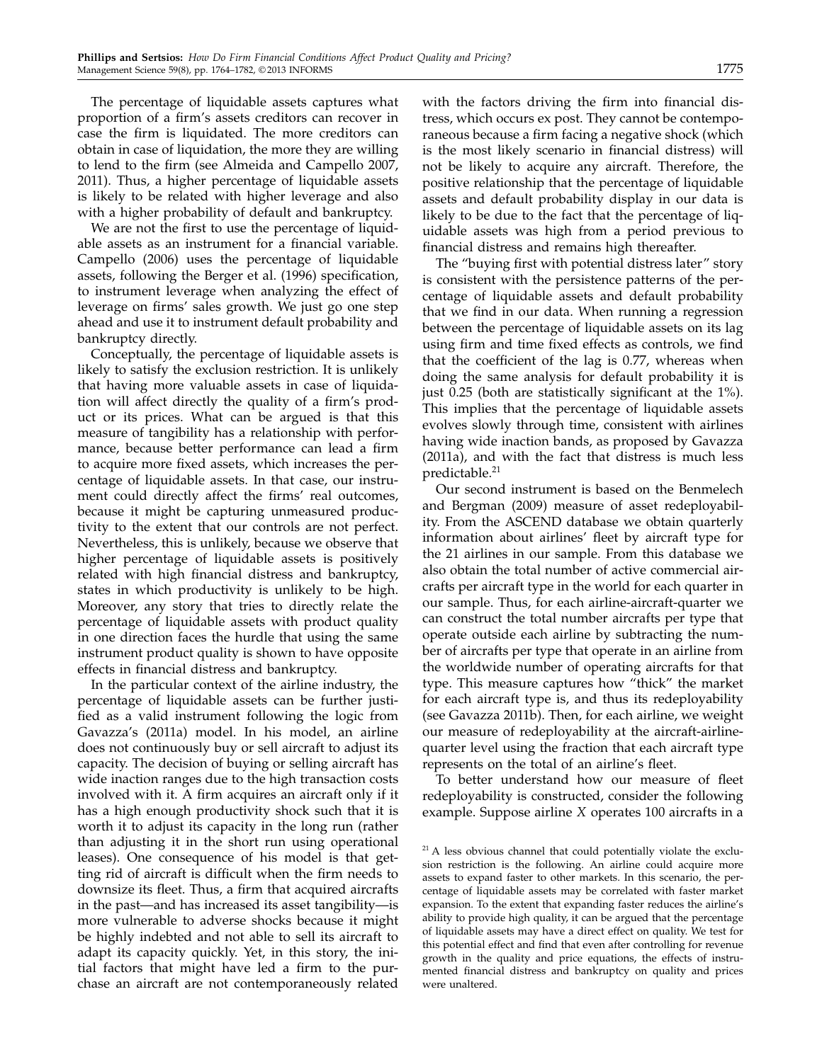The percentage of liquidable assets captures what proportion of a firm's assets creditors can recover in case the firm is liquidated. The more creditors can obtain in case of liquidation, the more they are willing to lend to the firm (see Almeida and Campello 2007, 2011). Thus, a higher percentage of liquidable assets is likely to be related with higher leverage and also with a higher probability of default and bankruptcy.

We are not the first to use the percentage of liquidable assets as an instrument for a financial variable. Campello (2006) uses the percentage of liquidable assets, following the Berger et al. (1996) specification, to instrument leverage when analyzing the effect of leverage on firms' sales growth. We just go one step ahead and use it to instrument default probability and bankruptcy directly.

Conceptually, the percentage of liquidable assets is likely to satisfy the exclusion restriction. It is unlikely that having more valuable assets in case of liquidation will affect directly the quality of a firm's product or its prices. What can be argued is that this measure of tangibility has a relationship with performance, because better performance can lead a firm to acquire more fixed assets, which increases the percentage of liquidable assets. In that case, our instrument could directly affect the firms' real outcomes, because it might be capturing unmeasured productivity to the extent that our controls are not perfect. Nevertheless, this is unlikely, because we observe that higher percentage of liquidable assets is positively related with high financial distress and bankruptcy, states in which productivity is unlikely to be high. Moreover, any story that tries to directly relate the percentage of liquidable assets with product quality in one direction faces the hurdle that using the same instrument product quality is shown to have opposite effects in financial distress and bankruptcy.

In the particular context of the airline industry, the percentage of liquidable assets can be further justified as a valid instrument following the logic from Gavazza's (2011a) model. In his model, an airline does not continuously buy or sell aircraft to adjust its capacity. The decision of buying or selling aircraft has wide inaction ranges due to the high transaction costs involved with it. A firm acquires an aircraft only if it has a high enough productivity shock such that it is worth it to adjust its capacity in the long run (rather than adjusting it in the short run using operational leases). One consequence of his model is that getting rid of aircraft is difficult when the firm needs to downsize its fleet. Thus, a firm that acquired aircrafts in the past—and has increased its asset tangibility—is more vulnerable to adverse shocks because it might be highly indebted and not able to sell its aircraft to adapt its capacity quickly. Yet, in this story, the initial factors that might have led a firm to the purchase an aircraft are not contemporaneously related with the factors driving the firm into financial distress, which occurs ex post. They cannot be contemporaneous because a firm facing a negative shock (which is the most likely scenario in financial distress) will not be likely to acquire any aircraft. Therefore, the positive relationship that the percentage of liquidable assets and default probability display in our data is likely to be due to the fact that the percentage of liquidable assets was high from a period previous to financial distress and remains high thereafter.

The "buying first with potential distress later" story is consistent with the persistence patterns of the percentage of liquidable assets and default probability that we find in our data. When running a regression between the percentage of liquidable assets on its lag using firm and time fixed effects as controls, we find that the coefficient of the lag is 0.77, whereas when doing the same analysis for default probability it is just 0.25 (both are statistically significant at the 1%). This implies that the percentage of liquidable assets evolves slowly through time, consistent with airlines having wide inaction bands, as proposed by Gavazza (2011a), and with the fact that distress is much less predictable.[21]

Our second instrument is based on the Benmelech and Bergman (2009) measure of asset redeployability. From the ASCEND database we obtain quarterly information about airlines' fleet by aircraft type for the 21 airlines in our sample. From this database we also obtain the total number of active commercial aircrafts per aircraft type in the world for each quarter in our sample. Thus, for each airline-aircraft-quarter we can construct the total number aircrafts per type that operate outside each airline by subtracting the number of aircrafts per type that operate in an airline from the worldwide number of operating aircrafts for that type. This measure captures how "thick" the market for each aircraft type is, and thus its redeployability (see Gavazza 2011b). Then, for each airline, we weight our measure of redeployability at the aircraft-airline-quarter level using the fraction that each aircraft type represents on the total of an airline's fleet.

To better understand how our measure of fleet redeployability is constructed, consider the following example. Suppose airline *X* operates 100 aircrafts in a

[21] A less obvious channel that could potentially violate the exclusion restriction is the following. An airline could acquire more assets to expand faster to other markets. In this scenario, the percentage of liquidable assets may be correlated with faster market expansion. To the extent that expanding faster reduces the airline's ability to provide high quality, it can be argued that the percentage of liquidable assets may have a direct effect on quality. We test for this potential effect and find that even after controlling for revenue growth in the quality and price equations, the effects of instrumented financial distress and bankruptcy on quality and prices were unaltered.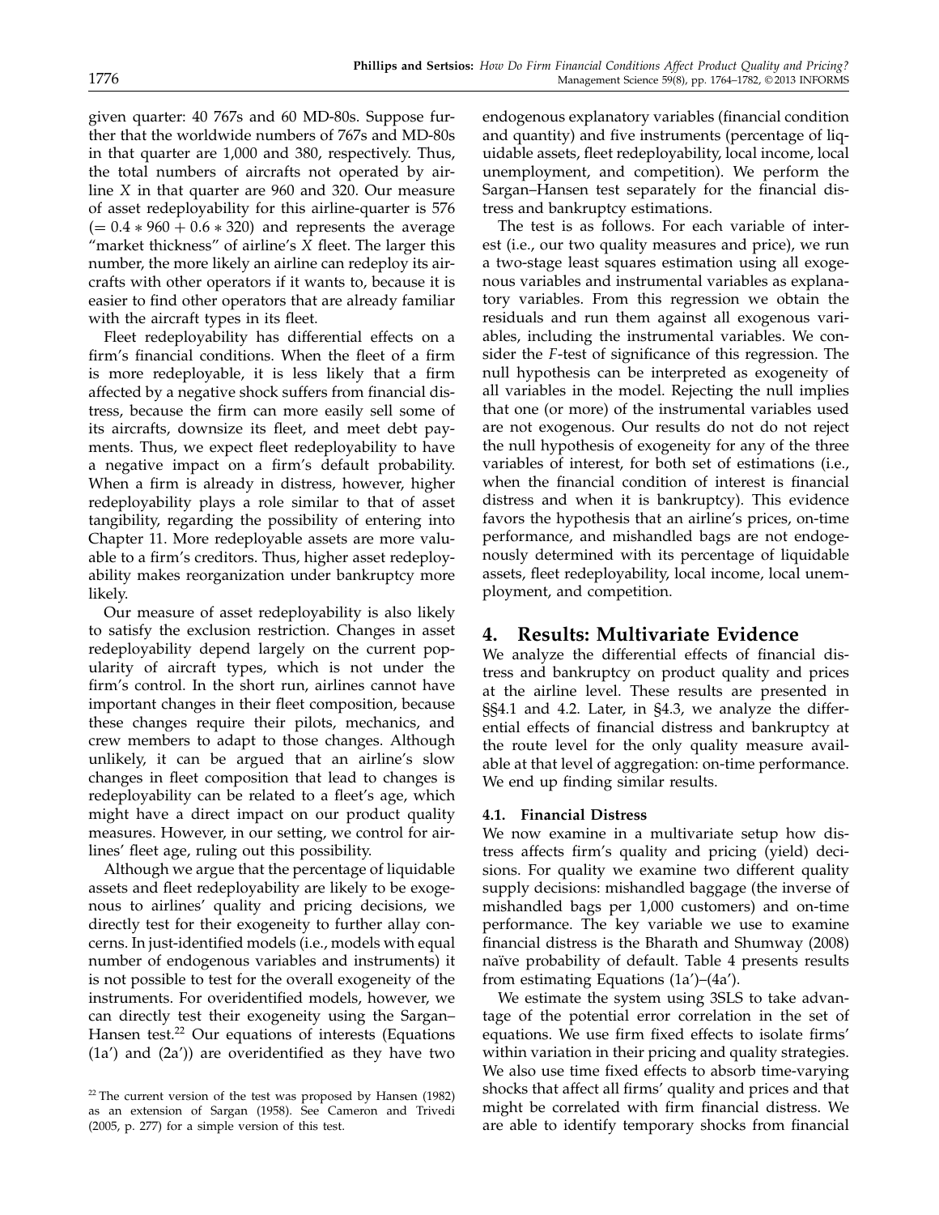given quarter: 40 767s and 60 MD-80s. Suppose further that the worldwide numbers of 767s and MD-80s in that quarter are 1,000 and 380, respectively. Thus, the total numbers of aircrafts not operated by airline $X$ in that quarter are 960 and 320. Our measure of asset redeployability for this airline-quarter is 576 ($= 0.4 * 960 + 0.6 * 320$) and represents the average "market thickness" of airline's $X$ fleet. The larger this number, the more likely an airline can redeploy its aircrafts with other operators if it wants to, because it is easier to find other operators that are already familiar with the aircraft types in its fleet.

Fleet redeployability has differential effects on a firm's financial conditions. When the fleet of a firm is more redeployable, it is less likely that a firm affected by a negative shock suffers from financial distress, because the firm can more easily sell some of its aircrafts, downsize its fleet, and meet debt payments. Thus, we expect fleet redeployability to have a negative impact on a firm's default probability. When a firm is already in distress, however, higher redeployability plays a role similar to that of asset tangibility, regarding the possibility of entering into Chapter 11. More redeployable assets are more valuable to a firm's creditors. Thus, higher asset redeployability makes reorganization under bankruptcy more likely.

Our measure of asset redeployability is also likely to satisfy the exclusion restriction. Changes in asset redeployability depend largely on the current popularity of aircraft types, which is not under the firm's control. In the short run, airlines cannot have important changes in their fleet composition, because these changes require their pilots, mechanics, and crew members to adapt to those changes. Although unlikely, it can be argued that an airline's slow changes in fleet composition that lead to changes is redeployability can be related to a fleet's age, which might have a direct impact on our product quality measures. However, in our setting, we control for airlines' fleet age, ruling out this possibility.

Although we argue that the percentage of liquidable assets and fleet redeployability are likely to be exogenous to airlines' quality and pricing decisions, we directly test for their exogeneity to further allay concerns. In just-identified models (i.e., models with equal number of endogenous variables and instruments) it is not possible to test for the overall exogeneity of the instruments. For overidentified models, however, we can directly test their exogeneity using the Sargan–Hansen test.[22] Our equations of interests (Equations (1a′) and (2a′)) are overidentified as they have two endogenous explanatory variables (financial condition and quantity) and five instruments (percentage of liquidable assets, fleet redeployability, local income, local unemployment, and competition). We perform the Sargan–Hansen test separately for the financial distress and bankruptcy estimations.

The test is as follows. For each variable of interest (i.e., our two quality measures and price), we run a two-stage least squares estimation using all exogenous variables and instrumental variables as explanatory variables. From this regression we obtain the residuals and run them against all exogenous variables, including the instrumental variables. We consider the $F$-test of significance of this regression. The null hypothesis can be interpreted as exogeneity of all variables in the model. Rejecting the null implies that one (or more) of the instrumental variables used are not exogenous. Our results do not do not reject the null hypothesis of exogeneity for any of the three variables of interest, for both set of estimations (i.e., when the financial condition of interest is financial distress and when it is bankruptcy). This evidence favors the hypothesis that an airline's prices, on-time performance, and mishandled bags are not endogenously determined with its percentage of liquidable assets, fleet redeployability, local income, local unemployment, and competition.

## 4. Results: Multivariate Evidence

We analyze the differential effects of financial distress and bankruptcy on product quality and prices at the airline level. These results are presented in §§4.1 and 4.2. Later, in §4.3, we analyze the differential effects of financial distress and bankruptcy at the route level for the only quality measure available at that level of aggregation: on-time performance. We end up finding similar results.

### 4.1. Financial Distress

We now examine in a multivariate setup how distress affects firm's quality and pricing (yield) decisions. For quality we examine two different quality supply decisions: mishandled baggage (the inverse of mishandled bags per 1,000 customers) and on-time performance. The key variable we use to examine financial distress is the Bharath and Shumway (2008) naïve probability of default. Table 4 presents results from estimating Equations (1a′)–(4a′).

We estimate the system using 3SLS to take advantage of the potential error correlation in the set of equations. We use firm fixed effects to isolate firms' within variation in their pricing and quality strategies. We also use time fixed effects to absorb time-varying shocks that affect all firms' quality and prices and that might be correlated with firm financial distress. We are able to identify temporary shocks from financial

[22] The current version of the test was proposed by Hansen (1982) as an extension of Sargan (1958). See Cameron and Trivedi (2005, p. 277) for a simple version of this test.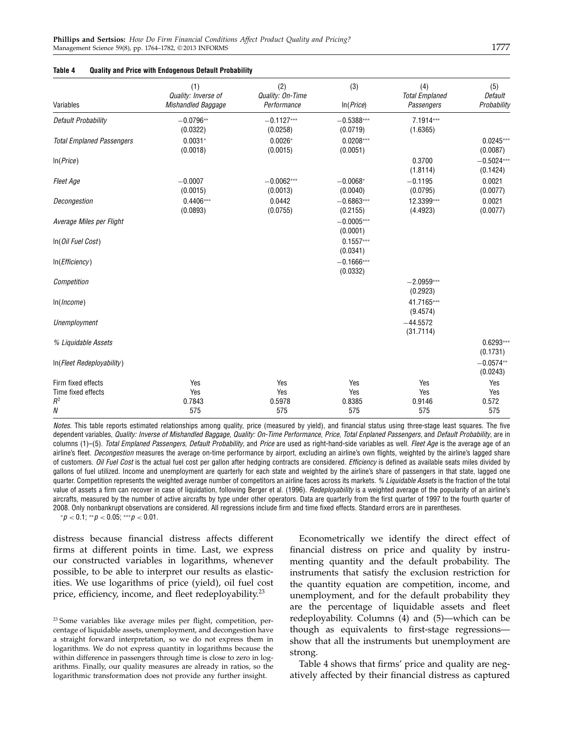**Table 4 Quality and Price with Endogenous Default Probability**

| Variables | (1) *Quality: Inverse of Mishandled Baggage* | (2) *Quality: On-Time Performance* | (3) ln(*Price*) | (4) *Total Emplaned Passengers* | (5) *Default Probability* |
|---|---|---|---|---|---|
| *Default Probability* | −0.0796** | −0.1127*** | −0.5388*** | 7.1914*** | |
| | (0.0322) | (0.0258) | (0.0719) | (1.6365) | |
| *Total Emplaned Passengers* | 0.0031* | 0.0026* | 0.0208*** | | 0.0245*** |
| | (0.0018) | (0.0015) | (0.0051) | | (0.0087) |
| ln(*Price*) | | | | 0.3700 | −0.5024*** |
| | | | | (1.8114) | (0.1424) |
| *Fleet Age* | −0.0007 | −0.0062*** | −0.0068* | −0.1195 | 0.0021 |
| | (0.0015) | (0.0013) | (0.0040) | (0.0795) | (0.0077) |
| *Decongestion* | 0.4406*** | 0.0442 | −0.6863*** | 12.3399*** | 0.0021 |
| | (0.0893) | (0.0755) | (0.2155) | (4.4923) | (0.0077) |
| *Average Miles per Flight* | | | −0.0005*** | | |
| | | | (0.0001) | | |
| ln(*Oil Fuel Cost*) | | | 0.1557*** | | |
| | | | (0.0341) | | |
| ln(*Efficiency*) | | | −0.1666*** | | |
| | | | (0.0332) | | |
| *Competition* | | | | −2.0959*** | |
| | | | | (0.2923) | |
| ln(*Income*) | | | | 41.7165*** | |
| | | | | (9.4574) | |
| *Unemployment* | | | | −44.5572 | |
| | | | | (31.7114) | |
| *% Liquidable Assets* | | | | | 0.6293*** |
| | | | | | (0.1731) |
| ln(*Fleet Redeployability*) | | | | | −0.0574** |
| | | | | | (0.0243) |
| Firm fixed effects | Yes | Yes | Yes | Yes | Yes |
| Time fixed effects | Yes | Yes | Yes | Yes | Yes |
| $R^2$ | 0.7843 | 0.5978 | 0.8385 | 0.9146 | 0.572 |
| $N$ | 575 | 575 | 575 | 575 | 575 |

*Notes.* This table reports estimated relationships among quality, price (measured by yield), and financial status using three-stage least squares. The five dependent variables, *Quality: Inverse of Mishandled Baggage*, *Quality: On-Time Performance*, *Price*, *Total Emplaned Passengers*, and *Default Probability*, are in columns (1)–(5). *Total Emplaned Passengers*, *Default Probability*, and *Price* are used as right-hand-side variables as well. *Fleet Age* is the average age of an airline's fleet. *Decongestion* measures the average on-time performance by airport, excluding an airline's own flights, weighted by the airline's lagged share of customers. *Oil Fuel Cost* is the actual fuel cost per gallon after hedging contracts are considered. *Efficiency* is defined as available seats miles divided by gallons of fuel utilized. Income and unemployment are quarterly for each state and weighted by the airline's share of passengers in that state, lagged one quarter. Competition represents the weighted average number of competitors an airline faces across its markets. *% Liquidable Assets* is the fraction of the total value of assets a firm can recover in case of liquidation, following Berger et al. (1996). *Redeployability* is a weighted average of the popularity of an airline's aircrafts, measured by the number of active aircrafts by type under other operators. Data are quarterly from the first quarter of 1997 to the fourth quarter of 2008. Only nonbankrupt observations are considered. All regressions include firm and time fixed effects. Standard errors are in parentheses.

*$p < 0.1$; **$p < 0.05$; ***$p < 0.01$.

distress because financial distress affects different firms at different points in time. Last, we express our constructed variables in logarithms, whenever possible, to be able to interpret our results as elasticities. We use logarithms of price (yield), oil fuel cost price, efficiency, income, and fleet redeployability.[23]

Econometrically we identify the direct effect of financial distress on price and quality by instrumenting quantity and the default probability. The instruments that satisfy the exclusion restriction for the quantity equation are competition, income, and unemployment, and for the default probability they are the percentage of liquidable assets and fleet redeployability. Columns (4) and (5)—which can be though as equivalents to first-stage regressions—show that all the instruments but unemployment are strong.

Table 4 shows that firms' price and quality are negatively affected by their financial distress as captured

[23] Some variables like average miles per flight, competition, percentage of liquidable assets, unemployment, and decongestion have a straight forward interpretation, so we do not express them in logarithms. We do not express quantity in logarithms because the within difference in passengers through time is close to zero in logarithms. Finally, our quality measures are already in ratios, so the logarithmic transformation does not provide any further insight.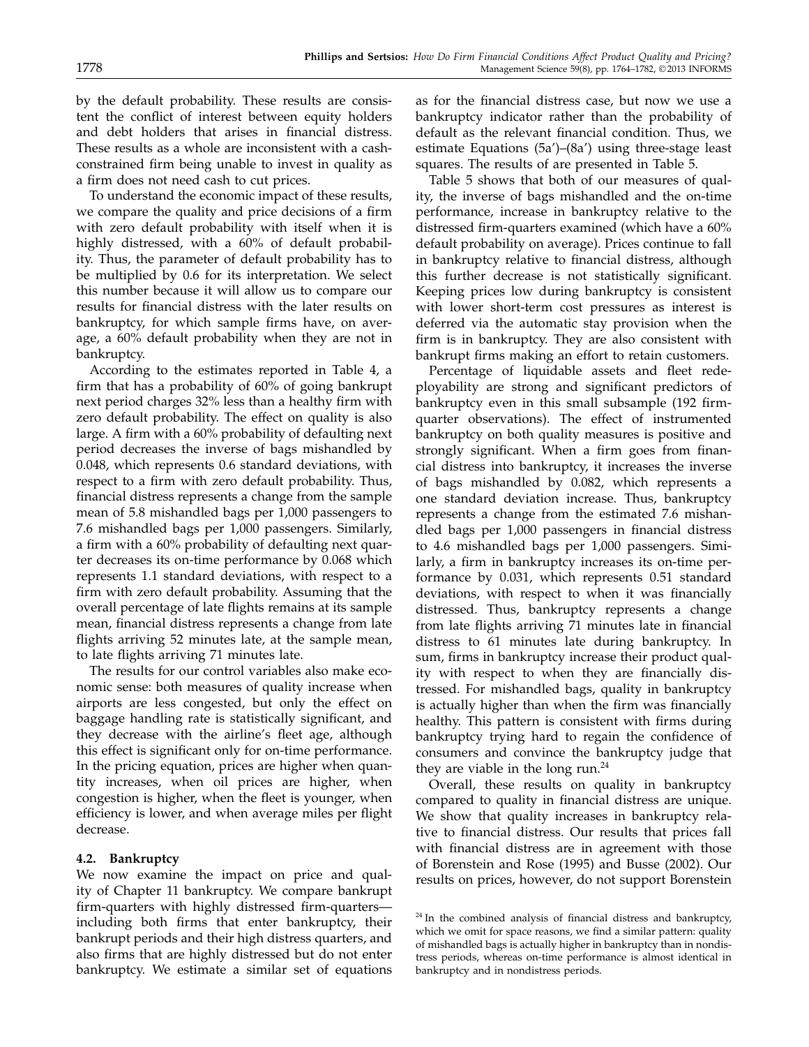by the default probability. These results are consistent the conflict of interest between equity holders and debt holders that arises in financial distress. These results as a whole are inconsistent with a cash-constrained firm being unable to invest in quality as a firm does not need cash to cut prices.

To understand the economic impact of these results, we compare the quality and price decisions of a firm with zero default probability with itself when it is highly distressed, with a 60% of default probability. Thus, the parameter of default probability has to be multiplied by 0.6 for its interpretation. We select this number because it will allow us to compare our results for financial distress with the later results on bankruptcy, for which sample firms have, on average, a 60% default probability when they are not in bankruptcy.

According to the estimates reported in Table 4, a firm that has a probability of 60% of going bankrupt next period charges 32% less than a healthy firm with zero default probability. The effect on quality is also large. A firm with a 60% probability of defaulting next period decreases the inverse of bags mishandled by 0.048, which represents 0.6 standard deviations, with respect to a firm with zero default probability. Thus, financial distress represents a change from the sample mean of 5.8 mishandled bags per 1,000 passengers to 7.6 mishandled bags per 1,000 passengers. Similarly, a firm with a 60% probability of defaulting next quarter decreases its on-time performance by 0.068 which represents 1.1 standard deviations, with respect to a firm with zero default probability. Assuming that the overall percentage of late flights remains at its sample mean, financial distress represents a change from late flights arriving 52 minutes late, at the sample mean, to late flights arriving 71 minutes late.

The results for our control variables also make economic sense: both measures of quality increase when airports are less congested, but only the effect on baggage handling rate is statistically significant, and they decrease with the airline's fleet age, although this effect is significant only for on-time performance. In the pricing equation, prices are higher when quantity increases, when oil prices are higher, when congestion is higher, when the fleet is younger, when efficiency is lower, and when average miles per flight decrease.

### 4.2. Bankruptcy

We now examine the impact on price and quality of Chapter 11 bankruptcy. We compare bankrupt firm-quarters with highly distressed firm-quarters—including both firms that enter bankruptcy, their bankrupt periods and their high distress quarters, and also firms that are highly distressed but do not enter bankruptcy. We estimate a similar set of equations as for the financial distress case, but now we use a bankruptcy indicator rather than the probability of default as the relevant financial condition. Thus, we estimate Equations (5a')–(8a') using three-stage least squares. The results of are presented in Table 5.

Table 5 shows that both of our measures of quality, the inverse of bags mishandled and the on-time performance, increase in bankruptcy relative to the distressed firm-quarters examined (which have a 60% default probability on average). Prices continue to fall in bankruptcy relative to financial distress, although this further decrease is not statistically significant. Keeping prices low during bankruptcy is consistent with lower short-term cost pressures as interest is deferred via the automatic stay provision when the firm is in bankruptcy. They are also consistent with bankrupt firms making an effort to retain customers.

Percentage of liquidable assets and fleet redeployability are strong and significant predictors of bankruptcy even in this small subsample (192 firm-quarter observations). The effect of instrumented bankruptcy on both quality measures is positive and strongly significant. When a firm goes from financial distress into bankruptcy, it increases the inverse of bags mishandled by 0.082, which represents a one standard deviation increase. Thus, bankruptcy represents a change from the estimated 7.6 mishandled bags per 1,000 passengers in financial distress to 4.6 mishandled bags per 1,000 passengers. Similarly, a firm in bankruptcy increases its on-time performance by 0.031, which represents 0.51 standard deviations, with respect to when it was financially distressed. Thus, bankruptcy represents a change from late flights arriving 71 minutes late in financial distress to 61 minutes late during bankruptcy. In sum, firms in bankruptcy increase their product quality with respect to when they are financially distressed. For mishandled bags, quality in bankruptcy is actually higher than when the firm was financially healthy. This pattern is consistent with firms during bankruptcy trying hard to regain the confidence of consumers and convince the bankruptcy judge that they are viable in the long run.[24]

Overall, these results on quality in bankruptcy compared to quality in financial distress are unique. We show that quality increases in bankruptcy relative to financial distress. Our results that prices fall with financial distress are in agreement with those of Borenstein and Rose (1995) and Busse (2002). Our results on prices, however, do not support Borenstein

[24] In the combined analysis of financial distress and bankruptcy, which we omit for space reasons, we find a similar pattern: quality of mishandled bags is actually higher in bankruptcy than in nondistress periods, whereas on-time performance is almost identical in bankruptcy and in nondistress periods.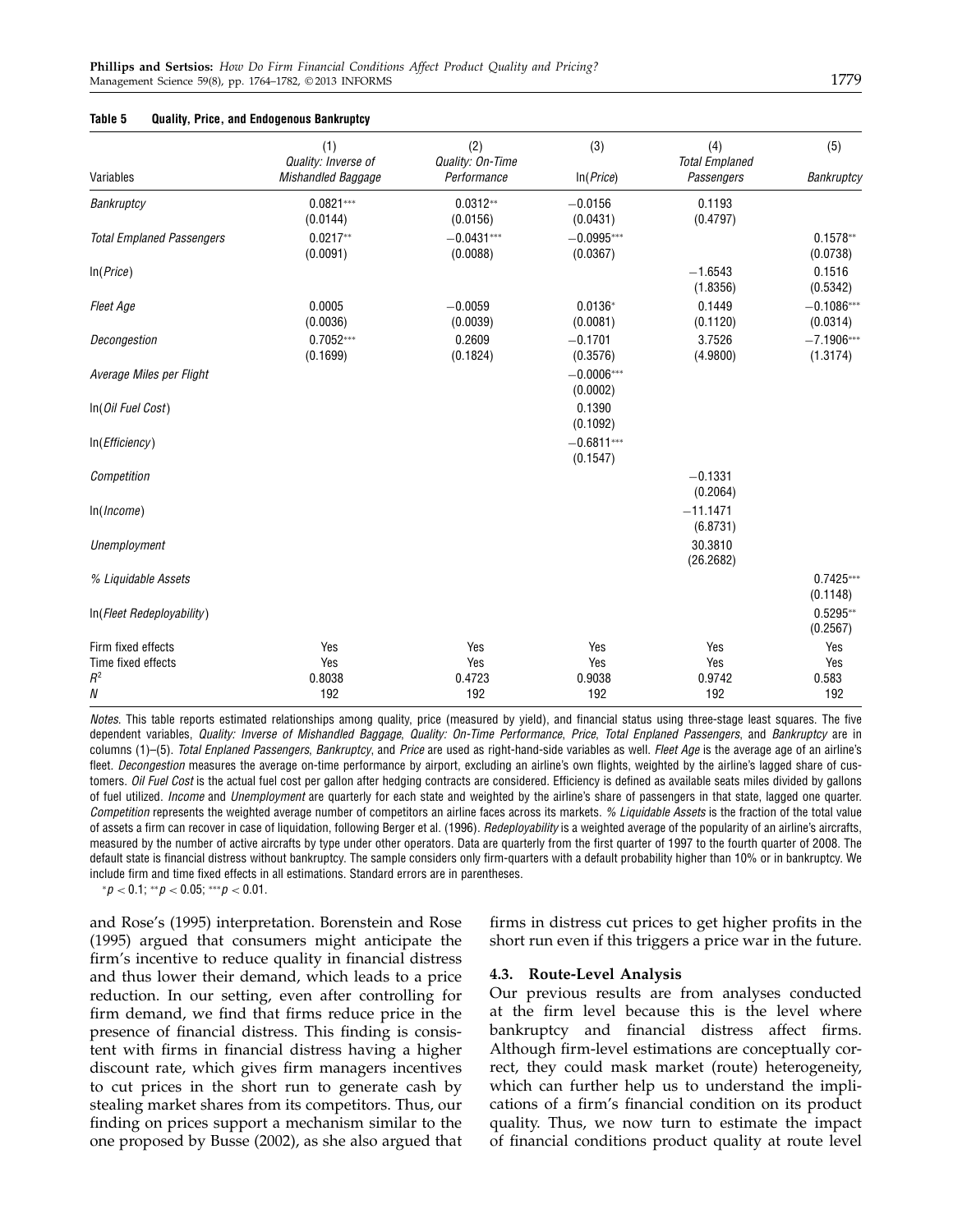**Table 5 Quality, Price, and Endogenous Bankruptcy**

| Variables | (1) Quality: Inverse of Mishandled Baggage | (2) Quality: On-Time Performance | (3) ln(*Price*) | (4) Total Emplaned Passengers | (5) Bankruptcy |
|---|---|---|---|---|---|
| *Bankruptcy* | 0.0821*** | 0.0312** | −0.0156 | 0.1193 | |
| | (0.0144) | (0.0156) | (0.0431) | (0.4797) | |
| *Total Emplaned Passengers* | 0.0217** | −0.0431*** | −0.0995*** | | 0.1578** |
| | (0.0091) | (0.0088) | (0.0367) | | (0.0738) |
| ln(*Price*) | | | | −1.6543 | 0.1516 |
| | | | | (1.8356) | (0.5342) |
| *Fleet Age* | 0.0005 | −0.0059 | 0.0136* | 0.1449 | −0.1086*** |
| | (0.0036) | (0.0039) | (0.0081) | (0.1120) | (0.0314) |
| *Decongestion* | 0.7052*** | 0.2609 | −0.1701 | 3.7526 | −7.1906*** |
| | (0.1699) | (0.1824) | (0.3576) | (4.9800) | (1.3174) |
| *Average Miles per Flight* | | | −0.0006*** | | |
| | | | (0.0002) | | |
| ln(*Oil Fuel Cost*) | | | 0.1390 | | |
| | | | (0.1092) | | |
| ln(*Efficiency*) | | | −0.6811*** | | |
| | | | (0.1547) | | |
| *Competition* | | | | −0.1331 | |
| | | | | (0.2064) | |
| ln(*Income*) | | | | −11.1471 | |
| | | | | (6.8731) | |
| *Unemployment* | | | | 30.3810 | |
| | | | | (26.2682) | |
| *% Liquidable Assets* | | | | | 0.7425*** |
| | | | | | (0.1148) |
| ln(*Fleet Redeployability*) | | | | | 0.5295** |
| | | | | | (0.2567) |
| Firm fixed effects | Yes | Yes | Yes | Yes | Yes |
| Time fixed effects | Yes | Yes | Yes | Yes | Yes |
| $R^2$ | 0.8038 | 0.4723 | 0.9038 | 0.9742 | 0.583 |
| $N$ | 192 | 192 | 192 | 192 | 192 |

*Notes.* This table reports estimated relationships among quality, price (measured by yield), and financial status using three-stage least squares. The five dependent variables, *Quality: Inverse of Mishandled Baggage*, *Quality: On-Time Performance*, *Price*, *Total Enplaned Passengers*, and *Bankruptcy* are in columns (1)–(5). *Total Enplaned Passengers*, *Bankruptcy*, and *Price* are used as right-hand-side variables as well. *Fleet Age* is the average age of an airline's fleet. *Decongestion* measures the average on-time performance by airport, excluding an airline's own flights, weighted by the airline's lagged share of customers. *Oil Fuel Cost* is the actual fuel cost per gallon after hedging contracts are considered. Efficiency is defined as available seats miles divided by gallons of fuel utilized. *Income* and *Unemployment* are quarterly for each state and weighted by the airline's share of passengers in that state, lagged one quarter. *Competition* represents the weighted average number of competitors an airline faces across its markets. *% Liquidable Assets* is the fraction of the total value of assets a firm can recover in case of liquidation, following Berger et al. (1996). *Redeployability* is a weighted average of the popularity of an airline's aircrafts, measured by the number of active aircrafts by type under other operators. Data are quarterly from the first quarter of 1997 to the fourth quarter of 2008. The default state is financial distress without bankruptcy. The sample considers only firm-quarters with a default probability higher than 10% or in bankruptcy. We include firm and time fixed effects in all estimations. Standard errors are in parentheses.

*$p < 0.1$; **$p < 0.05$; ***$p < 0.01$.

and Rose's (1995) interpretation. Borenstein and Rose (1995) argued that consumers might anticipate the firm's incentive to reduce quality in financial distress and thus lower their demand, which leads to a price reduction. In our setting, even after controlling for firm demand, we find that firms reduce price in the presence of financial distress. This finding is consistent with firms in financial distress having a higher discount rate, which gives firm managers incentives to cut prices in the short run to generate cash by stealing market shares from its competitors. Thus, our finding on prices support a mechanism similar to the one proposed by Busse (2002), as she also argued that firms in distress cut prices to get higher profits in the short run even if this triggers a price war in the future.

### 4.3. Route-Level Analysis

Our previous results are from analyses conducted at the firm level because this is the level where bankruptcy and financial distress affect firms. Although firm-level estimations are conceptually correct, they could mask market (route) heterogeneity, which can further help us to understand the implications of a firm's financial condition on its product quality. Thus, we now turn to estimate the impact of financial conditions product quality at route level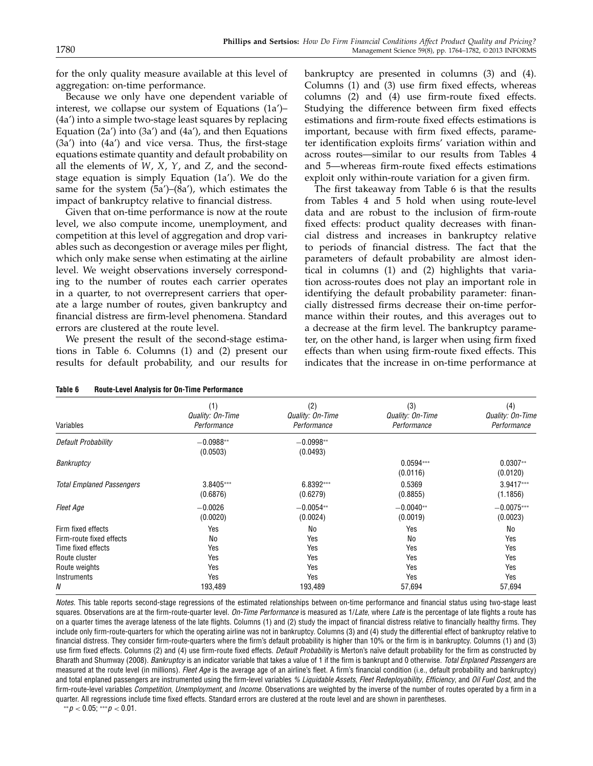for the only quality measure available at this level of aggregation: on-time performance.

Because we only have one dependent variable of interest, we collapse our system of Equations (1a')–(4a') into a simple two-stage least squares by replacing Equation (2a') into (3a') and (4a'), and then Equations (3a') into (4a') and vice versa. Thus, the first-stage equations estimate quantity and default probability on all the elements of $W$, $X$, $Y$, and $Z$, and the second-stage equation is simply Equation (1a'). We do the same for the system (5a')–(8a'), which estimates the impact of bankruptcy relative to financial distress.

Given that on-time performance is now at the route level, we also compute income, unemployment, and competition at this level of aggregation and drop variables such as decongestion or average miles per flight, which only make sense when estimating at the airline level. We weight observations inversely corresponding to the number of routes each carrier operates in a quarter, to not overrepresent carriers that operate a large number of routes, given bankruptcy and financial distress are firm-level phenomena. Standard errors are clustered at the route level.

We present the result of the second-stage estimations in Table 6. Columns (1) and (2) present our results for default probability, and our results for bankruptcy are presented in columns (3) and (4). Columns (1) and (3) use firm fixed effects, whereas columns (2) and (4) use firm-route fixed effects. Studying the difference between firm fixed effects estimations and firm-route fixed effects estimations is important, because with firm fixed effects, parameter identification exploits firms' variation within and across routes—similar to our results from Tables 4 and 5—whereas firm-route fixed effects estimations exploit only within-route variation for a given firm.

The first takeaway from Table 6 is that the results from Tables 4 and 5 hold when using route-level data and are robust to the inclusion of firm-route fixed effects: product quality decreases with financial distress and increases in bankruptcy relative to periods of financial distress. The fact that the parameters of default probability are almost identical in columns (1) and (2) highlights that variation across-routes does not play an important role in identifying the default probability parameter: financially distressed firms decrease their on-time performance within their routes, and this averages out to a decrease at the firm level. The bankruptcy parameter, on the other hand, is larger when using firm fixed effects than when using firm-route fixed effects. This indicates that the increase in on-time performance at

**Table 6 Route-Level Analysis for On-Time Performance**

| Variables | (1) *Quality: On-Time Performance* | (2) *Quality: On-Time Performance* | (3) *Quality: On-Time Performance* | (4) *Quality: On-Time Performance* |
|---|---|---|---|---|
| *Default Probability* | −0.0988** | −0.0998** | | |
| | (0.0503) | (0.0493) | | |
| *Bankruptcy* | | | 0.0594*** | 0.0307** |
| | | | (0.0116) | (0.0120) |
| *Total Emplaned Passengers* | 3.8405*** | 6.8392*** | 0.5369 | 3.9417*** |
| | (0.6876) | (0.6279) | (0.8855) | (1.1856) |
| *Fleet Age* | −0.0026 | −0.0054** | −0.0040** | −0.0075*** |
| | (0.0020) | (0.0024) | (0.0019) | (0.0023) |
| Firm fixed effects | Yes | No | Yes | No |
| Firm-route fixed effects | No | Yes | No | Yes |
| Time fixed effects | Yes | Yes | Yes | Yes |
| Route cluster | Yes | Yes | Yes | Yes |
| Route weights | Yes | Yes | Yes | Yes |
| Instruments | Yes | Yes | Yes | Yes |
| $N$ | 193,489 | 193,489 | 57,694 | 57,694 |

*Notes.* This table reports second-stage regressions of the estimated relationships between on-time performance and financial status using two-stage least squares. Observations are at the firm-route-quarter level. *On-Time Performance* is measured as 1/*Late*, where *Late* is the percentage of late flights a route has on a quarter times the average lateness of the late flights. Columns (1) and (2) study the impact of financial distress relative to financially healthy firms. They include only firm-route-quarters for which the operating airline was not in bankruptcy. Columns (3) and (4) study the differential effect of bankruptcy relative to financial distress. They consider firm-route-quarters where the firm's default probability is higher than 10% or the firm is in bankruptcy. Columns (1) and (3) use firm fixed effects. Columns (2) and (4) use firm-route fixed effects. *Default Probability* is Merton's naïve default probability for the firm as constructed by Bharath and Shumway (2008). *Bankruptcy* is an indicator variable that takes a value of 1 if the firm is bankrupt and 0 otherwise. *Total Enplaned Passengers* are measured at the route level (in millions). *Fleet Age* is the average age of an airline's fleet. A firm's financial condition (i.e., default probability and bankruptcy) and total enplaned passengers are instrumented using the firm-level variables *% Liquidable Assets*, *Fleet Redeployability*, *Efficiency*, and *Oil Fuel Cost*, and the firm-route-level variables *Competition*, *Unemployment*, and *Income*. Observations are weighted by the inverse of the number of routes operated by a firm in a quarter. All regressions include time fixed effects. Standard errors are clustered at the route level and are shown in parentheses.

** $p < 0.05$; *** $p < 0.01$.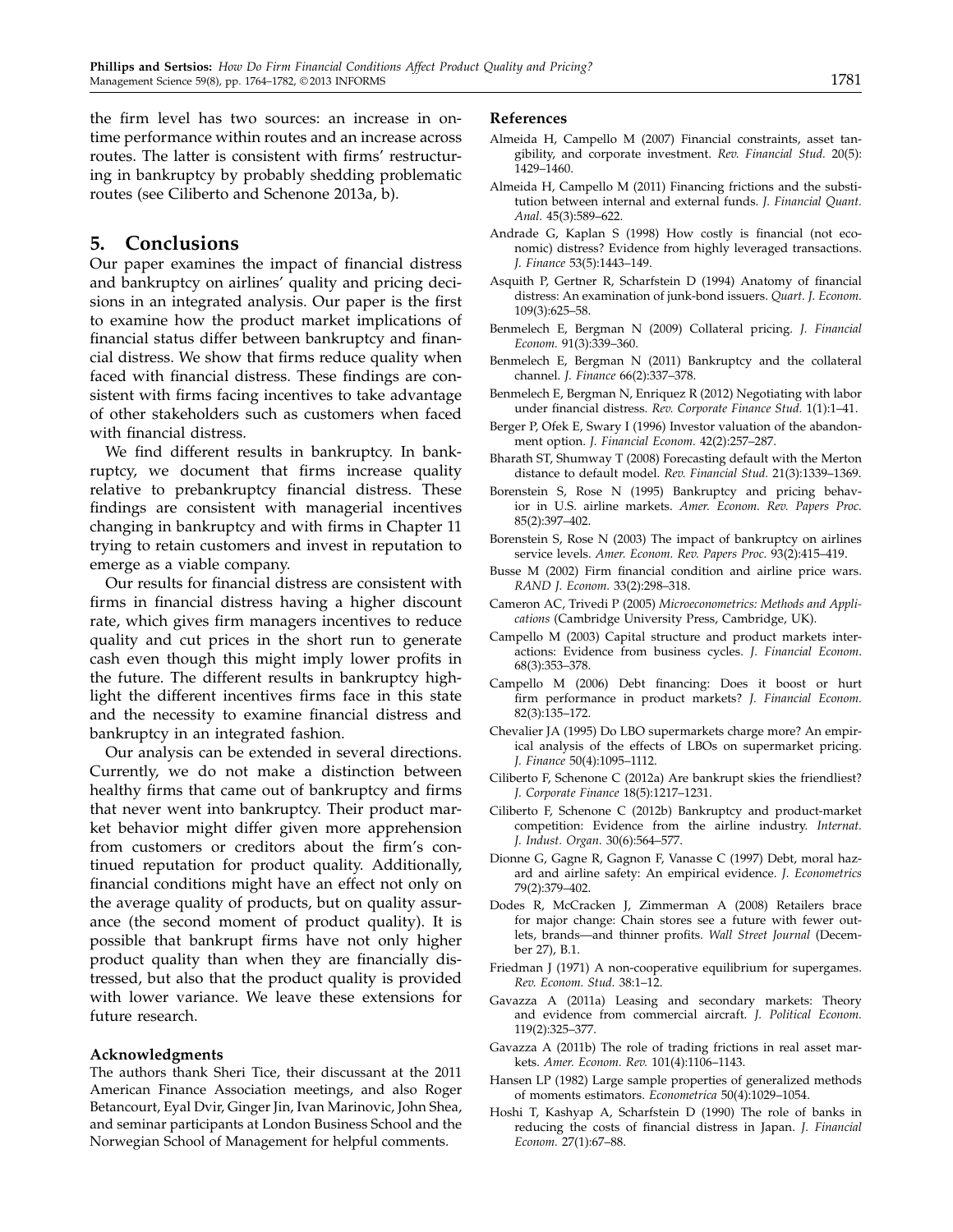the firm level has two sources: an increase in on-time performance within routes and an increase across routes. The latter is consistent with firms' restructuring in bankruptcy by probably shedding problematic routes (see Ciliberto and Schenone 2013a, b).

## 5. Conclusions

Our paper examines the impact of financial distress and bankruptcy on airlines' quality and pricing decisions in an integrated analysis. Our paper is the first to examine how the product market implications of financial status differ between bankruptcy and financial distress. We show that firms reduce quality when faced with financial distress. These findings are consistent with firms facing incentives to take advantage of other stakeholders such as customers when faced with financial distress.

We find different results in bankruptcy. In bankruptcy, we document that firms increase quality relative to prebankruptcy financial distress. These findings are consistent with managerial incentives changing in bankruptcy and with firms in Chapter 11 trying to retain customers and invest in reputation to emerge as a viable company.

Our results for financial distress are consistent with firms in financial distress having a higher discount rate, which gives firm managers incentives to reduce quality and cut prices in the short run to generate cash even though this might imply lower profits in the future. The different results in bankruptcy highlight the different incentives firms face in this state and the necessity to examine financial distress and bankruptcy in an integrated fashion.

Our analysis can be extended in several directions. Currently, we do not make a distinction between healthy firms that came out of bankruptcy and firms that never went into bankruptcy. Their product market behavior might differ given more apprehension from customers or creditors about the firm's continued reputation for product quality. Additionally, financial conditions might have an effect not only on the average quality of products, but on quality assurance (the second moment of product quality). It is possible that bankrupt firms have not only higher product quality than when they are financially distressed, but also that the product quality is provided with lower variance. We leave these extensions for future research.

#### Acknowledgments

The authors thank Sheri Tice, their discussant at the 2011 American Finance Association meetings, and also Roger Betancourt, Eyal Dvir, Ginger Jin, Ivan Marinovic, John Shea, and seminar participants at London Business School and the Norwegian School of Management for helpful comments.

#### References

Almeida H, Campello M (2007) Financial constraints, asset tangibility, and corporate investment. *Rev. Financial Stud.* 20(5): 1429–1460.

Almeida H, Campello M (2011) Financing frictions and the substitution between internal and external funds. *J. Financial Quant. Anal.* 45(3):589–622.

Andrade G, Kaplan S (1998) How costly is financial (not economic) distress? Evidence from highly leveraged transactions. *J. Finance* 53(5):1443–149.

Asquith P, Gertner R, Scharfstein D (1994) Anatomy of financial distress: An examination of junk-bond issuers. *Quart. J. Econom.* 109(3):625–58.

Benmelech E, Bergman N (2009) Collateral pricing. *J. Financial Econom.* 91(3):339–360.

Benmelech E, Bergman N (2011) Bankruptcy and the collateral channel. *J. Finance* 66(2):337–378.

Benmelech E, Bergman N, Enriquez R (2012) Negotiating with labor under financial distress. *Rev. Corporate Finance Stud.* 1(1):1–41.

Berger P, Ofek E, Swary I (1996) Investor valuation of the abandonment option. *J. Financial Econom.* 42(2):257–287.

Bharath ST, Shumway T (2008) Forecasting default with the Merton distance to default model. *Rev. Financial Stud.* 21(3):1339–1369.

Borenstein S, Rose N (1995) Bankruptcy and pricing behavior in U.S. airline markets. *Amer. Econom. Rev. Papers Proc.* 85(2):397–402.

Borenstein S, Rose N (2003) The impact of bankruptcy on airlines service levels. *Amer. Econom. Rev. Papers Proc.* 93(2):415–419.

Busse M (2002) Firm financial condition and airline price wars. *RAND J. Econom.* 33(2):298–318.

Cameron AC, Trivedi P (2005) *Microeconometrics: Methods and Applications* (Cambridge University Press, Cambridge, UK).

Campello M (2003) Capital structure and product markets interactions: Evidence from business cycles. *J. Financial Econom.* 68(3):353–378.

Campello M (2006) Debt financing: Does it boost or hurt firm performance in product markets? *J. Financial Econom.* 82(3):135–172.

Chevalier JA (1995) Do LBO supermarkets charge more? An empirical analysis of the effects of LBOs on supermarket pricing. *J. Finance* 50(4):1095–1112.

Ciliberto F, Schenone C (2012a) Are bankrupt skies the friendliest? *J. Corporate Finance* 18(5):1217–1231.

Ciliberto F, Schenone C (2012b) Bankruptcy and product-market competition: Evidence from the airline industry. *Internat. J. Indust. Organ.* 30(6):564–577.

Dionne G, Gagne R, Gagnon F, Vanasse C (1997) Debt, moral hazard and airline safety: An empirical evidence. *J. Econometrics* 79(2):379–402.

Dodes R, McCracken J, Zimmerman A (2008) Retailers brace for major change: Chain stores see a future with fewer outlets, brands—and thinner profits. *Wall Street Journal* (December 27), B.1.

Friedman J (1971) A non-cooperative equilibrium for supergames. *Rev. Econom. Stud.* 38:1–12.

Gavazza A (2011a) Leasing and secondary markets: Theory and evidence from commercial aircraft. *J. Political Econom.* 119(2):325–377.

Gavazza A (2011b) The role of trading frictions in real asset markets. *Amer. Econom. Rev.* 101(4):1106–1143.

Hansen LP (1982) Large sample properties of generalized methods of moments estimators. *Econometrica* 50(4):1029–1054.

Hoshi T, Kashyap A, Scharfstein D (1990) The role of banks in reducing the costs of financial distress in Japan. *J. Financial Econom.* 27(1):67–88.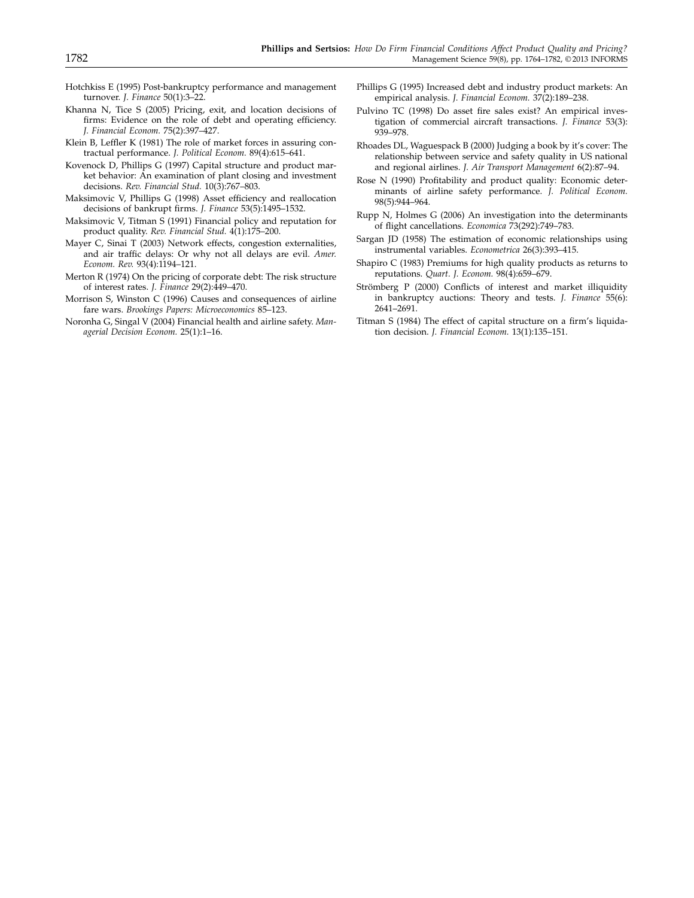Hotchkiss E (1995) Post-bankruptcy performance and management turnover. *J. Finance* 50(1):3–22.

Khanna N, Tice S (2005) Pricing, exit, and location decisions of firms: Evidence on the role of debt and operating efficiency. *J. Financial Econom.* 75(2):397–427.

Klein B, Leffler K (1981) The role of market forces in assuring contractual performance. *J. Political Econom.* 89(4):615–641.

Kovenock D, Phillips G (1997) Capital structure and product market behavior: An examination of plant closing and investment decisions. *Rev. Financial Stud.* 10(3):767–803.

Maksimovic V, Phillips G (1998) Asset efficiency and reallocation decisions of bankrupt firms. *J. Finance* 53(5):1495–1532.

Maksimovic V, Titman S (1991) Financial policy and reputation for product quality. *Rev. Financial Stud.* 4(1):175–200.

Mayer C, Sinai T (2003) Network effects, congestion externalities, and air traffic delays: Or why not all delays are evil. *Amer. Econom. Rev.* 93(4):1194–121.

Merton R (1974) On the pricing of corporate debt: The risk structure of interest rates. *J. Finance* 29(2):449–470.

Morrison S, Winston C (1996) Causes and consequences of airline fare wars. *Brookings Papers: Microeconomics* 85–123.

Noronha G, Singal V (2004) Financial health and airline safety. *Managerial Decision Econom.* 25(1):1–16.

Phillips G (1995) Increased debt and industry product markets: An empirical analysis. *J. Financial Econom.* 37(2):189–238.

Pulvino TC (1998) Do asset fire sales exist? An empirical investigation of commercial aircraft transactions. *J. Finance* 53(3): 939–978.

Rhoades DL, Waguespack B (2000) Judging a book by it's cover: The relationship between service and safety quality in US national and regional airlines. *J. Air Transport Management* 6(2):87–94.

Rose N (1990) Profitability and product quality: Economic determinants of airline safety performance. *J. Political Econom.* 98(5):944–964.

Rupp N, Holmes G (2006) An investigation into the determinants of flight cancellations. *Economica* 73(292):749–783.

Sargan JD (1958) The estimation of economic relationships using instrumental variables. *Econometrica* 26(3):393–415.

Shapiro C (1983) Premiums for high quality products as returns to reputations. *Quart. J. Econom.* 98(4):659–679.

Strömberg P (2000) Conflicts of interest and market illiquidity in bankruptcy auctions: Theory and tests. *J. Finance* 55(6): 2641–2691.

Titman S (1984) The effect of capital structure on a firm's liquidation decision. *J. Financial Econom.* 13(1):135–151.